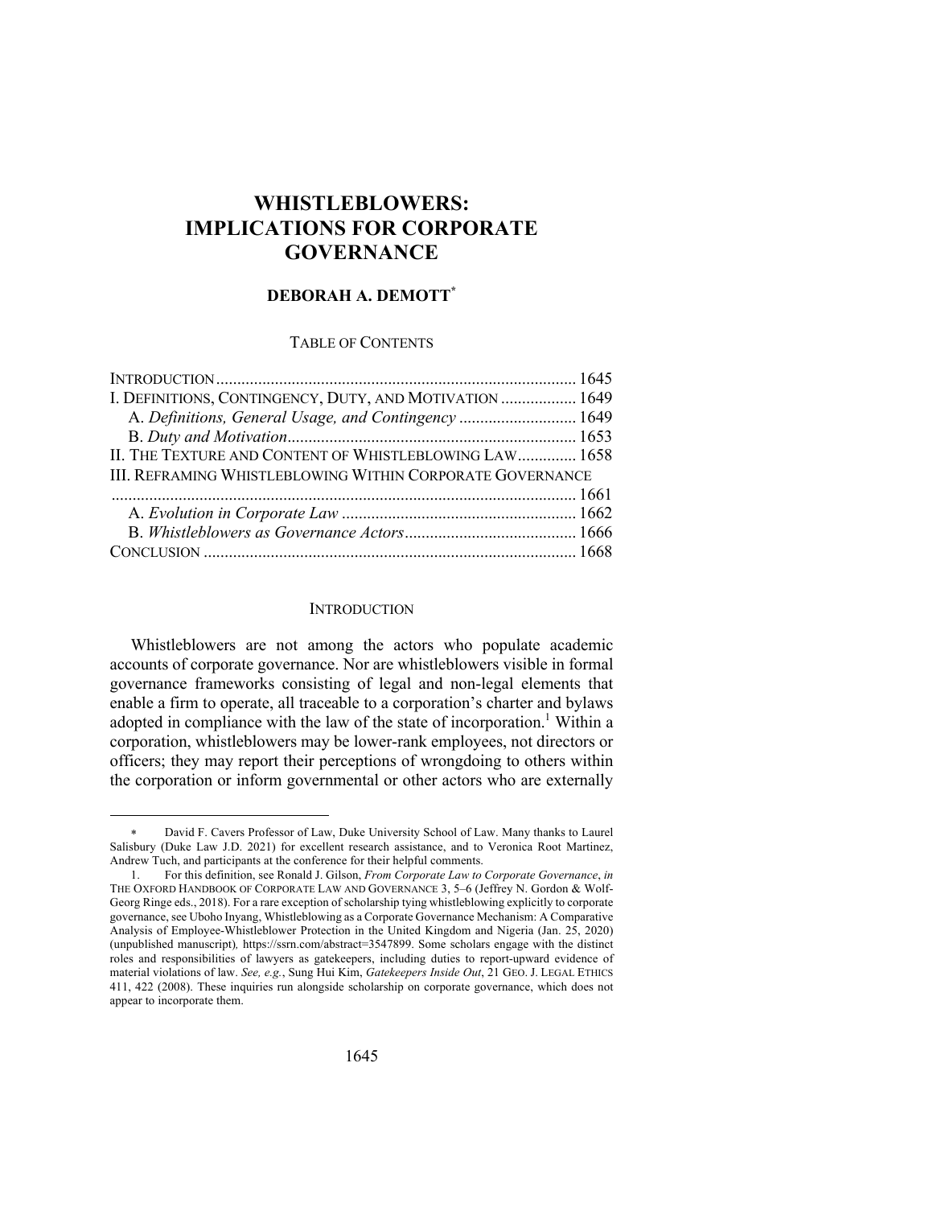# WHISTLEBLOWERS: IMPLICATIONS FOR CORPORATE GOVERNANCE

**DEBORAH A. DEMOTT***

TABLE OF CONTENTS

INTRODUCTION ..................................................................................... 1645
I. DEFINITIONS, CONTINGENCY, DUTY, AND MOTIVATION .................. 1649
  A. *Definitions, General Usage, and Contingency* ............................ 1649
  B. *Duty and Motivation* .................................................................... 1653
II. THE TEXTURE AND CONTENT OF WHISTLEBLOWING LAW .............. 1658
III. REFRAMING WHISTLEBLOWING WITHIN CORPORATE GOVERNANCE .............................................................................................................. 1661
  A. *Evolution in Corporate Law* ........................................................ 1662
  B. *Whistleblowers as Governance Actors* ......................................... 1666
CONCLUSION ........................................................................................ 1668

## INTRODUCTION

Whistleblowers are not among the actors who populate academic accounts of corporate governance. Nor are whistleblowers visible in formal governance frameworks consisting of legal and non-legal elements that enable a firm to operate, all traceable to a corporation's charter and bylaws adopted in compliance with the law of the state of incorporation.[1] Within a corporation, whistleblowers may be lower-rank employees, not directors or officers; they may report their perceptions of wrongdoing to others within the corporation or inform governmental or other actors who are externally

---

\* David F. Cavers Professor of Law, Duke University School of Law. Many thanks to Laurel Salisbury (Duke Law J.D. 2021) for excellent research assistance, and to Veronica Root Martinez, Andrew Tuch, and participants at the conference for their helpful comments.

1. For this definition, see Ronald J. Gilson, *From Corporate Law to Corporate Governance*, *in* THE OXFORD HANDBOOK OF CORPORATE LAW AND GOVERNANCE 3, 5–6 (Jeffrey N. Gordon & Wolf-Georg Ringe eds., 2018). For a rare exception of scholarship tying whistleblowing explicitly to corporate governance, see Uboho Inyang, Whistleblowing as a Corporate Governance Mechanism: A Comparative Analysis of Employee-Whistleblower Protection in the United Kingdom and Nigeria (Jan. 25, 2020) (unpublished manuscript), https://ssrn.com/abstract=3547899. Some scholars engage with the distinct roles and responsibilities of lawyers as gatekeepers, including duties to report-upward evidence of material violations of law. *See, e.g.*, Sung Hui Kim, *Gatekeepers Inside Out*, 21 GEO. J. LEGAL ETHICS 411, 422 (2008). These inquiries run alongside scholarship on corporate governance, which does not appear to incorporate them.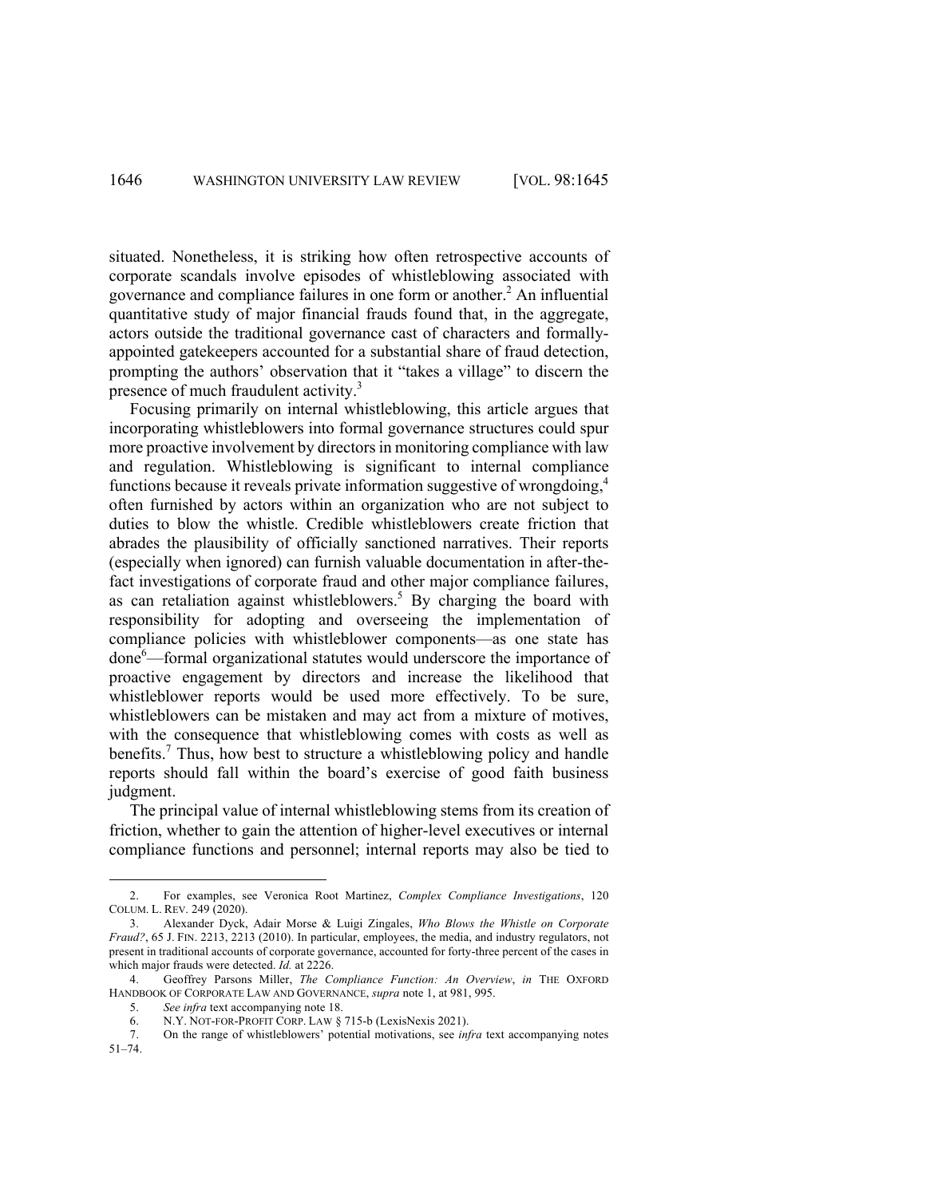situated. Nonetheless, it is striking how often retrospective accounts of corporate scandals involve episodes of whistleblowing associated with governance and compliance failures in one form or another.[2] An influential quantitative study of major financial frauds found that, in the aggregate, actors outside the traditional governance cast of characters and formally-appointed gatekeepers accounted for a substantial share of fraud detection, prompting the authors' observation that it "takes a village" to discern the presence of much fraudulent activity.[3]

Focusing primarily on internal whistleblowing, this article argues that incorporating whistleblowers into formal governance structures could spur more proactive involvement by directors in monitoring compliance with law and regulation. Whistleblowing is significant to internal compliance functions because it reveals private information suggestive of wrongdoing,[4] often furnished by actors within an organization who are not subject to duties to blow the whistle. Credible whistleblowers create friction that abrades the plausibility of officially sanctioned narratives. Their reports (especially when ignored) can furnish valuable documentation in after-the-fact investigations of corporate fraud and other major compliance failures, as can retaliation against whistleblowers.[5] By charging the board with responsibility for adopting and overseeing the implementation of compliance policies with whistleblower components—as one state has done[6]—formal organizational statutes would underscore the importance of proactive engagement by directors and increase the likelihood that whistleblower reports would be used more effectively. To be sure, whistleblowers can be mistaken and may act from a mixture of motives, with the consequence that whistleblowing comes with costs as well as benefits.[7] Thus, how best to structure a whistleblowing policy and handle reports should fall within the board's exercise of good faith business judgment.

The principal value of internal whistleblowing stems from its creation of friction, whether to gain the attention of higher-level executives or internal compliance functions and personnel; internal reports may also be tied to

---

2. For examples, see Veronica Root Martinez, *Complex Compliance Investigations*, 120 COLUM. L. REV. 249 (2020).

3. Alexander Dyck, Adair Morse & Luigi Zingales, *Who Blows the Whistle on Corporate Fraud?*, 65 J. FIN. 2213, 2213 (2010). In particular, employees, the media, and industry regulators, not present in traditional accounts of corporate governance, accounted for forty-three percent of the cases in which major frauds were detected. *Id.* at 2226.

4. Geoffrey Parsons Miller, *The Compliance Function: An Overview*, *in* THE OXFORD HANDBOOK OF CORPORATE LAW AND GOVERNANCE, *supra* note 1, at 981, 995.

5. *See infra* text accompanying note 18.

6. N.Y. NOT-FOR-PROFIT CORP. LAW § 715-b (LexisNexis 2021).

7. On the range of whistleblowers' potential motivations, see *infra* text accompanying notes 51–74.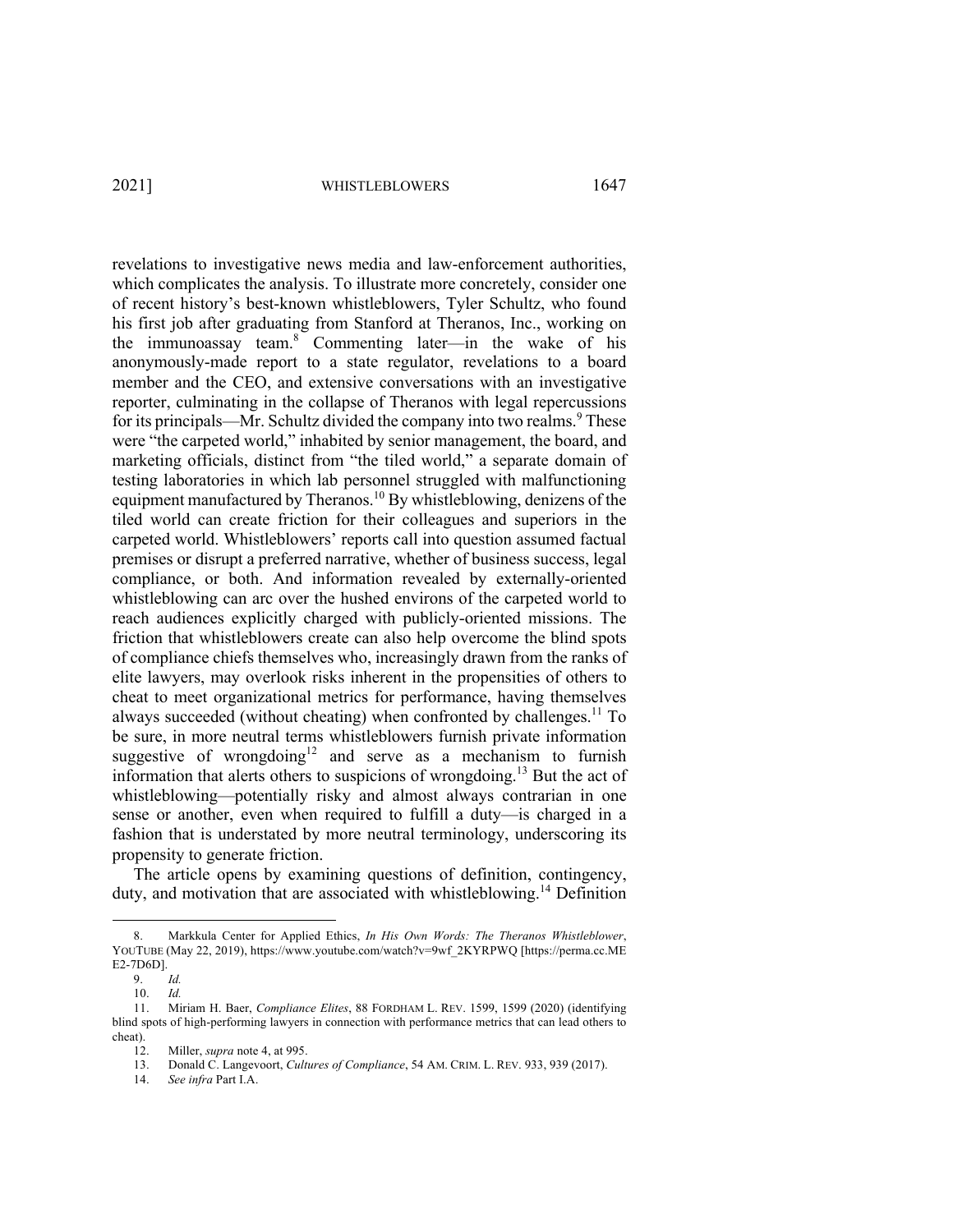revelations to investigative news media and law-enforcement authorities, which complicates the analysis. To illustrate more concretely, consider one of recent history's best-known whistleblowers, Tyler Schultz, who found his first job after graduating from Stanford at Theranos, Inc., working on the immunoassay team.[8] Commenting later—in the wake of his anonymously-made report to a state regulator, revelations to a board member and the CEO, and extensive conversations with an investigative reporter, culminating in the collapse of Theranos with legal repercussions for its principals—Mr. Schultz divided the company into two realms.[9] These were "the carpeted world," inhabited by senior management, the board, and marketing officials, distinct from "the tiled world," a separate domain of testing laboratories in which lab personnel struggled with malfunctioning equipment manufactured by Theranos.[10] By whistleblowing, denizens of the tiled world can create friction for their colleagues and superiors in the carpeted world. Whistleblowers' reports call into question assumed factual premises or disrupt a preferred narrative, whether of business success, legal compliance, or both. And information revealed by externally-oriented whistleblowing can arc over the hushed environs of the carpeted world to reach audiences explicitly charged with publicly-oriented missions. The friction that whistleblowers create can also help overcome the blind spots of compliance chiefs themselves who, increasingly drawn from the ranks of elite lawyers, may overlook risks inherent in the propensities of others to cheat to meet organizational metrics for performance, having themselves always succeeded (without cheating) when confronted by challenges.[11] To be sure, in more neutral terms whistleblowers furnish private information suggestive of wrongdoing[12] and serve as a mechanism to furnish information that alerts others to suspicions of wrongdoing.[13] But the act of whistleblowing—potentially risky and almost always contrarian in one sense or another, even when required to fulfill a duty—is charged in a fashion that is understated by more neutral terminology, underscoring its propensity to generate friction.

The article opens by examining questions of definition, contingency, duty, and motivation that are associated with whistleblowing.[14] Definition

---

8. Markkula Center for Applied Ethics, *In His Own Words: The Theranos Whistleblower*, YOUTUBE (May 22, 2019), https://www.youtube.com/watch?v=9wf_2KYRPWQ [https://perma.cc.MEE2-7D6D].

9. *Id.*

10. *Id.*

11. Miriam H. Baer, *Compliance Elites*, 88 FORDHAM L. REV. 1599, 1599 (2020) (identifying blind spots of high-performing lawyers in connection with performance metrics that can lead others to cheat).

12. Miller, *supra* note 4, at 995.

13. Donald C. Langevoort, *Cultures of Compliance*, 54 AM. CRIM. L. REV. 933, 939 (2017).

14. *See infra* Part I.A.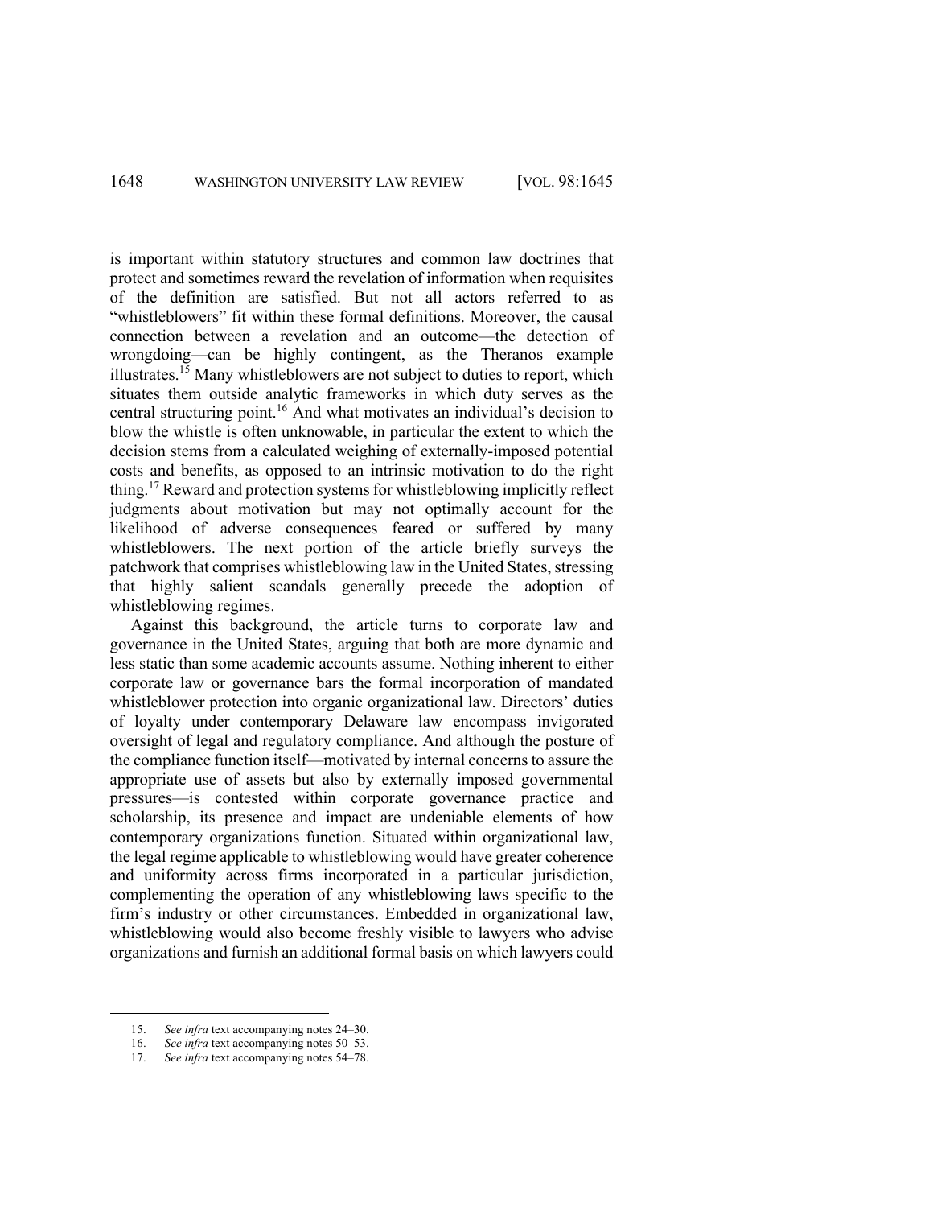is important within statutory structures and common law doctrines that protect and sometimes reward the revelation of information when requisites of the definition are satisfied. But not all actors referred to as "whistleblowers" fit within these formal definitions. Moreover, the causal connection between a revelation and an outcome—the detection of wrongdoing—can be highly contingent, as the Theranos example illustrates.[15] Many whistleblowers are not subject to duties to report, which situates them outside analytic frameworks in which duty serves as the central structuring point.[16] And what motivates an individual's decision to blow the whistle is often unknowable, in particular the extent to which the decision stems from a calculated weighing of externally-imposed potential costs and benefits, as opposed to an intrinsic motivation to do the right thing.[17] Reward and protection systems for whistleblowing implicitly reflect judgments about motivation but may not optimally account for the likelihood of adverse consequences feared or suffered by many whistleblowers. The next portion of the article briefly surveys the patchwork that comprises whistleblowing law in the United States, stressing that highly salient scandals generally precede the adoption of whistleblowing regimes.

Against this background, the article turns to corporate law and governance in the United States, arguing that both are more dynamic and less static than some academic accounts assume. Nothing inherent to either corporate law or governance bars the formal incorporation of mandated whistleblower protection into organic organizational law. Directors' duties of loyalty under contemporary Delaware law encompass invigorated oversight of legal and regulatory compliance. And although the posture of the compliance function itself—motivated by internal concerns to assure the appropriate use of assets but also by externally imposed governmental pressures—is contested within corporate governance practice and scholarship, its presence and impact are undeniable elements of how contemporary organizations function. Situated within organizational law, the legal regime applicable to whistleblowing would have greater coherence and uniformity across firms incorporated in a particular jurisdiction, complementing the operation of any whistleblowing laws specific to the firm's industry or other circumstances. Embedded in organizational law, whistleblowing would also become freshly visible to lawyers who advise organizations and furnish an additional formal basis on which lawyers could

15. *See infra* text accompanying notes 24–30.
16. *See infra* text accompanying notes 50–53.
17. *See infra* text accompanying notes 54–78.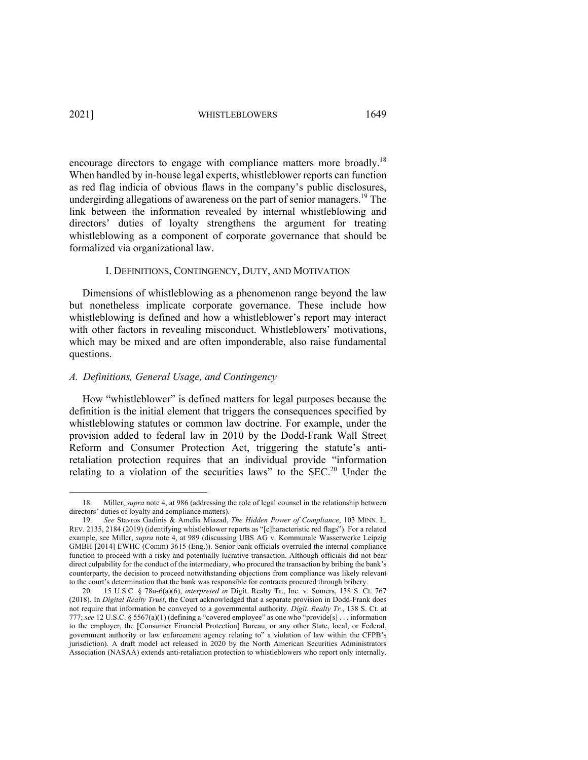encourage directors to engage with compliance matters more broadly.[18] When handled by in-house legal experts, whistleblower reports can function as red flag indicia of obvious flaws in the company's public disclosures, undergirding allegations of awareness on the part of senior managers.[19] The link between the information revealed by internal whistleblowing and directors' duties of loyalty strengthens the argument for treating whistleblowing as a component of corporate governance that should be formalized via organizational law.

## I. DEFINITIONS, CONTINGENCY, DUTY, AND MOTIVATION

Dimensions of whistleblowing as a phenomenon range beyond the law but nonetheless implicate corporate governance. These include how whistleblowing is defined and how a whistleblower's report may interact with other factors in revealing misconduct. Whistleblowers' motivations, which may be mixed and are often imponderable, also raise fundamental questions.

### *A. Definitions, General Usage, and Contingency*

How "whistleblower" is defined matters for legal purposes because the definition is the initial element that triggers the consequences specified by whistleblowing statutes or common law doctrine. For example, under the provision added to federal law in 2010 by the Dodd-Frank Wall Street Reform and Consumer Protection Act, triggering the statute's anti-retaliation protection requires that an individual provide "information relating to a violation of the securities laws" to the SEC.[20] Under the

---

18. Miller, *supra* note 4, at 986 (addressing the role of legal counsel in the relationship between directors' duties of loyalty and compliance matters).

19. *See* Stavros Gadinis & Amelia Miazad, *The Hidden Power of Compliance*, 103 MINN. L. REV. 2135, 2184 (2019) (identifying whistleblower reports as "[c]haracteristic red flags"). For a related example, see Miller, *supra* note 4, at 989 (discussing UBS AG v. Kommunale Wasserwerke Leipzig GMBH [2014] EWHC (Comm) 3615 (Eng.)). Senior bank officials overruled the internal compliance function to proceed with a risky and potentially lucrative transaction. Although officials did not bear direct culpability for the conduct of the intermediary, who procured the transaction by bribing the bank's counterparty, the decision to proceed notwithstanding objections from compliance was likely relevant to the court's determination that the bank was responsible for contracts procured through bribery.

20. 15 U.S.C. § 78u-6(a)(6), *interpreted in* Digit. Realty Tr., Inc. v. Somers, 138 S. Ct. 767 (2018). In *Digital Realty Trust*, the Court acknowledged that a separate provision in Dodd-Frank does not require that information be conveyed to a governmental authority. *Digit. Realty Tr.*, 138 S. Ct. at 777; *see* 12 U.S.C. § 5567(a)(1) (defining a "covered employee" as one who "provide[s] . . . information to the employer, the [Consumer Financial Protection] Bureau, or any other State, local, or Federal, government authority or law enforcement agency relating to" a violation of law within the CFPB's jurisdiction). A draft model act released in 2020 by the North American Securities Administrators Association (NASAA) extends anti-retaliation protection to whistleblowers who report only internally.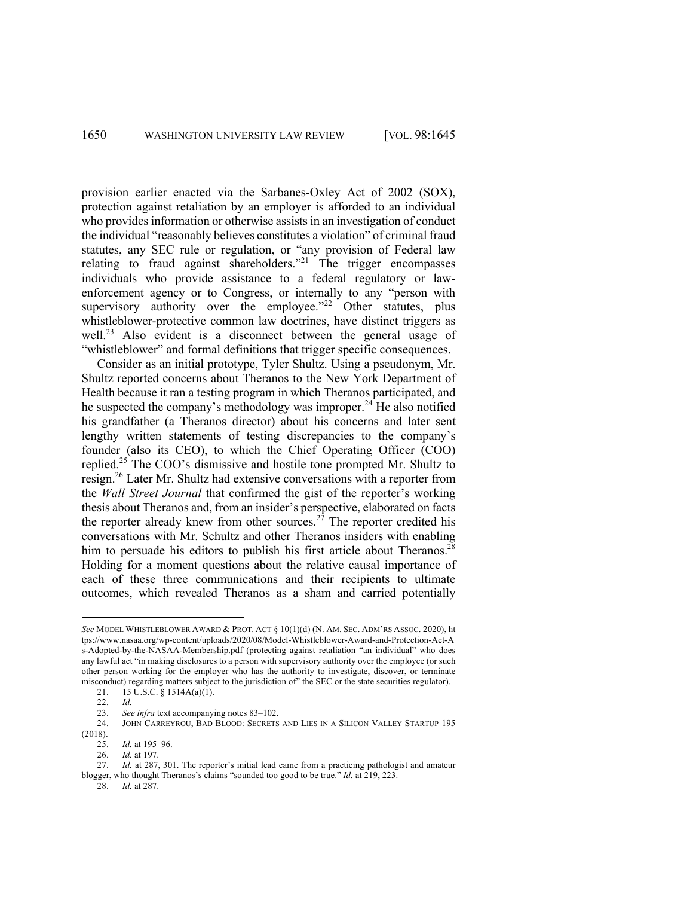provision earlier enacted via the Sarbanes-Oxley Act of 2002 (SOX), protection against retaliation by an employer is afforded to an individual who provides information or otherwise assists in an investigation of conduct the individual "reasonably believes constitutes a violation" of criminal fraud statutes, any SEC rule or regulation, or "any provision of Federal law relating to fraud against shareholders."[21] The trigger encompasses individuals who provide assistance to a federal regulatory or law-enforcement agency or to Congress, or internally to any "person with supervisory authority over the employee."[22] Other statutes, plus whistleblower-protective common law doctrines, have distinct triggers as well.[23] Also evident is a disconnect between the general usage of "whistleblower" and formal definitions that trigger specific consequences.

Consider as an initial prototype, Tyler Shultz. Using a pseudonym, Mr. Shultz reported concerns about Theranos to the New York Department of Health because it ran a testing program in which Theranos participated, and he suspected the company's methodology was improper.[24] He also notified his grandfather (a Theranos director) about his concerns and later sent lengthy written statements of testing discrepancies to the company's founder (also its CEO), to which the Chief Operating Officer (COO) replied.[25] The COO's dismissive and hostile tone prompted Mr. Shultz to resign.[26] Later Mr. Shultz had extensive conversations with a reporter from the *Wall Street Journal* that confirmed the gist of the reporter's working thesis about Theranos and, from an insider's perspective, elaborated on facts the reporter already knew from other sources.[27] The reporter credited his conversations with Mr. Schultz and other Theranos insiders with enabling him to persuade his editors to publish his first article about Theranos.[28] Holding for a moment questions about the relative causal importance of each of these three communications and their recipients to ultimate outcomes, which revealed Theranos as a sham and carried potentially

---

*See* MODEL WHISTLEBLOWER AWARD & PROT. ACT § 10(1)(d) (N. AM. SEC. ADM'RS ASSOC. 2020), https://www.nasaa.org/wp-content/uploads/2020/08/Model-Whistleblower-Award-and-Protection-Act-As-Adopted-by-the-NASAA-Membership.pdf (protecting against retaliation "an individual" who does any lawful act "in making disclosures to a person with supervisory authority over the employee (or such other person working for the employer who has the authority to investigate, discover, or terminate misconduct) regarding matters subject to the jurisdiction of" the SEC or the state securities regulator).

21. 15 U.S.C. § 1514A(a)(1).

22. *Id.*

23. *See infra* text accompanying notes 83–102.

24. JOHN CARREYROU, BAD BLOOD: SECRETS AND LIES IN A SILICON VALLEY STARTUP 195 (2018).

25. *Id.* at 195–96.

26. *Id.* at 197.

27. *Id.* at 287, 301. The reporter's initial lead came from a practicing pathologist and amateur blogger, who thought Theranos's claims "sounded too good to be true." *Id.* at 219, 223.

28. *Id.* at 287.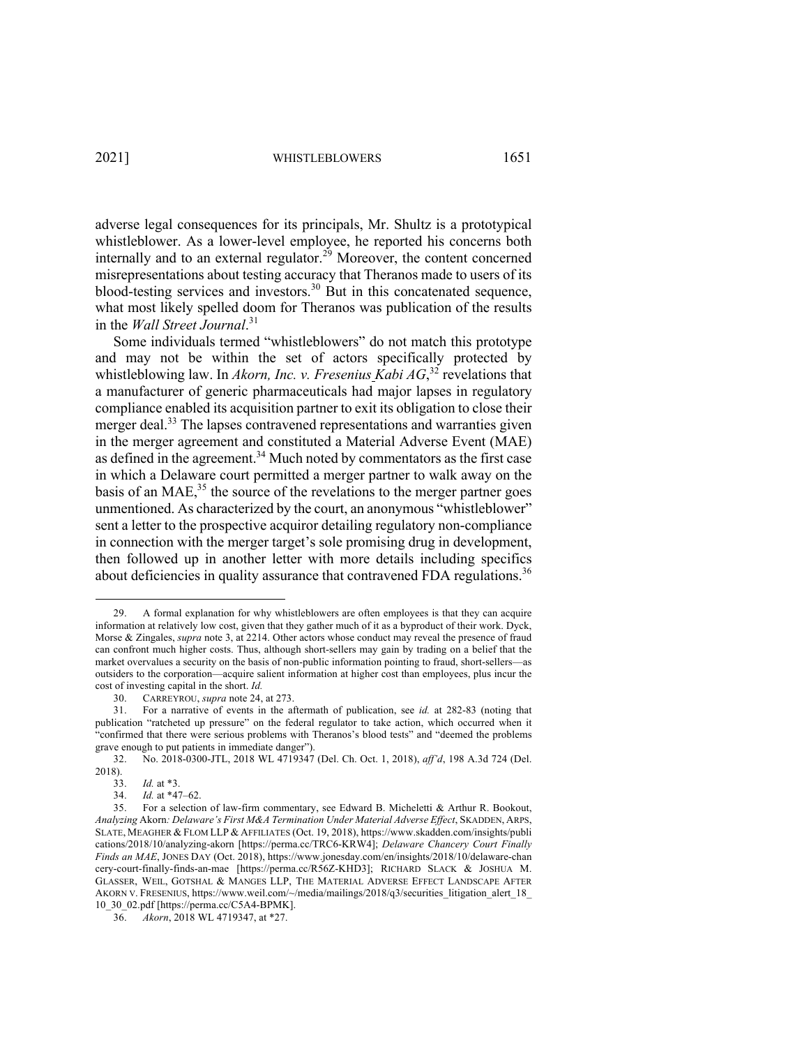adverse legal consequences for its principals, Mr. Shultz is a prototypical whistleblower. As a lower-level employee, he reported his concerns both internally and to an external regulator.[29] Moreover, the content concerned misrepresentations about testing accuracy that Theranos made to users of its blood-testing services and investors.[30] But in this concatenated sequence, what most likely spelled doom for Theranos was publication of the results in the *Wall Street Journal*.[31]

Some individuals termed "whistleblowers" do not match this prototype and may not be within the set of actors specifically protected by whistleblowing law. In *Akorn, Inc. v. Fresenius Kabi AG*,[32] revelations that a manufacturer of generic pharmaceuticals had major lapses in regulatory compliance enabled its acquisition partner to exit its obligation to close their merger deal.[33] The lapses contravened representations and warranties given in the merger agreement and constituted a Material Adverse Event (MAE) as defined in the agreement.[34] Much noted by commentators as the first case in which a Delaware court permitted a merger partner to walk away on the basis of an MAE,[35] the source of the revelations to the merger partner goes unmentioned. As characterized by the court, an anonymous "whistleblower" sent a letter to the prospective acquiror detailing regulatory non-compliance in connection with the merger target's sole promising drug in development, then followed up in another letter with more details including specifics about deficiencies in quality assurance that contravened FDA regulations.[36]

---

29. A formal explanation for why whistleblowers are often employees is that they can acquire information at relatively low cost, given that they gather much of it as a byproduct of their work. Dyck, Morse & Zingales, *supra* note 3, at 2214. Other actors whose conduct may reveal the presence of fraud can confront much higher costs. Thus, although short-sellers may gain by trading on a belief that the market overvalues a security on the basis of non-public information pointing to fraud, short-sellers—as outsiders to the corporation—acquire salient information at higher cost than employees, plus incur the cost of investing capital in the short. *Id.*

30. CARREYROU, *supra* note 24, at 273.

31. For a narrative of events in the aftermath of publication, see *id.* at 282-83 (noting that publication "ratcheted up pressure" on the federal regulator to take action, which occurred when it "confirmed that there were serious problems with Theranos's blood tests" and "deemed the problems grave enough to put patients in immediate danger").

32. No. 2018-0300-JTL, 2018 WL 4719347 (Del. Ch. Oct. 1, 2018), *aff'd*, 198 A.3d 724 (Del. 2018).

33. *Id.* at *3.

34. *Id.* at *47–62.

35. For a selection of law-firm commentary, see Edward B. Micheletti & Arthur R. Bookout, *Analyzing* Akorn*: Delaware's First M&A Termination Under Material Adverse Effect*, SKADDEN, ARPS, SLATE, MEAGHER & FLOM LLP & AFFILIATES (Oct. 19, 2018), https://www.skadden.com/insights/publications/2018/10/analyzing-akorn [https://perma.cc/TRC6-KRW4]; *Delaware Chancery Court Finally Finds an MAE*, JONES DAY (Oct. 2018), https://www.jonesday.com/en/insights/2018/10/delaware-chancery-court-finally-finds-an-mae [https://perma.cc/R56Z-KHD3]; RICHARD SLACK & JOSHUA M. GLASSER, WEIL, GOTSHAL & MANGES LLP, THE MATERIAL ADVERSE EFFECT LANDSCAPE AFTER AKORN V. FRESENIUS, https://www.weil.com/~/media/mailings/2018/q3/securities_litigation_alert_18_10_30_02.pdf [https://perma.cc/C5A4-BPMK].

36. *Akorn*, 2018 WL 4719347, at *27.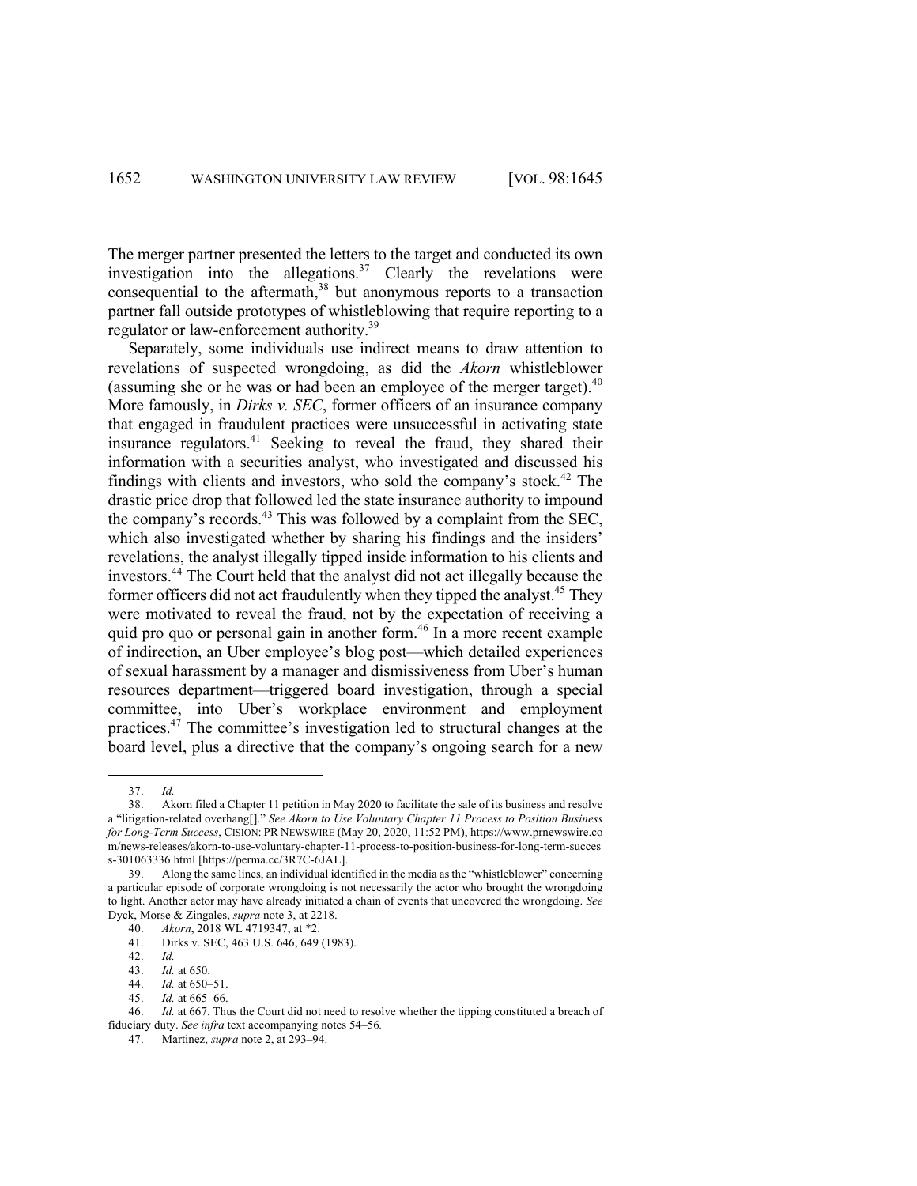The merger partner presented the letters to the target and conducted its own investigation into the allegations.[37] Clearly the revelations were consequential to the aftermath,[38] but anonymous reports to a transaction partner fall outside prototypes of whistleblowing that require reporting to a regulator or law-enforcement authority.[39]

Separately, some individuals use indirect means to draw attention to revelations of suspected wrongdoing, as did the *Akorn* whistleblower (assuming she or he was or had been an employee of the merger target).[40] More famously, in *Dirks v. SEC*, former officers of an insurance company that engaged in fraudulent practices were unsuccessful in activating state insurance regulators.[41] Seeking to reveal the fraud, they shared their information with a securities analyst, who investigated and discussed his findings with clients and investors, who sold the company's stock.[42] The drastic price drop that followed led the state insurance authority to impound the company's records.[43] This was followed by a complaint from the SEC, which also investigated whether by sharing his findings and the insiders' revelations, the analyst illegally tipped inside information to his clients and investors.[44] The Court held that the analyst did not act illegally because the former officers did not act fraudulently when they tipped the analyst.[45] They were motivated to reveal the fraud, not by the expectation of receiving a quid pro quo or personal gain in another form.[46] In a more recent example of indirection, an Uber employee's blog post—which detailed experiences of sexual harassment by a manager and dismissiveness from Uber's human resources department—triggered board investigation, through a special committee, into Uber's workplace environment and employment practices.[47] The committee's investigation led to structural changes at the board level, plus a directive that the company's ongoing search for a new

---

37. *Id.*

38. Akorn filed a Chapter 11 petition in May 2020 to facilitate the sale of its business and resolve a "litigation-related overhang[]." *See Akorn to Use Voluntary Chapter 11 Process to Position Business for Long-Term Success*, CISION: PR NEWSWIRE (May 20, 2020, 11:52 PM), https://www.prnewswire.com/news-releases/akorn-to-use-voluntary-chapter-11-process-to-position-business-for-long-term-success-301063336.html [https://perma.cc/3R7C-6JAL].

39. Along the same lines, an individual identified in the media as the "whistleblower" concerning a particular episode of corporate wrongdoing is not necessarily the actor who brought the wrongdoing to light. Another actor may have already initiated a chain of events that uncovered the wrongdoing. *See* Dyck, Morse & Zingales, *supra* note 3, at 2218.

40. *Akorn*, 2018 WL 4719347, at *2.

41. Dirks v. SEC, 463 U.S. 646, 649 (1983).

42. *Id.*

43. *Id.* at 650.

44. *Id.* at 650–51.

45. *Id.* at 665–66.

46. *Id.* at 667. Thus the Court did not need to resolve whether the tipping constituted a breach of fiduciary duty. *See infra* text accompanying notes 54–56*.*

47. Martinez, *supra* note 2, at 293–94.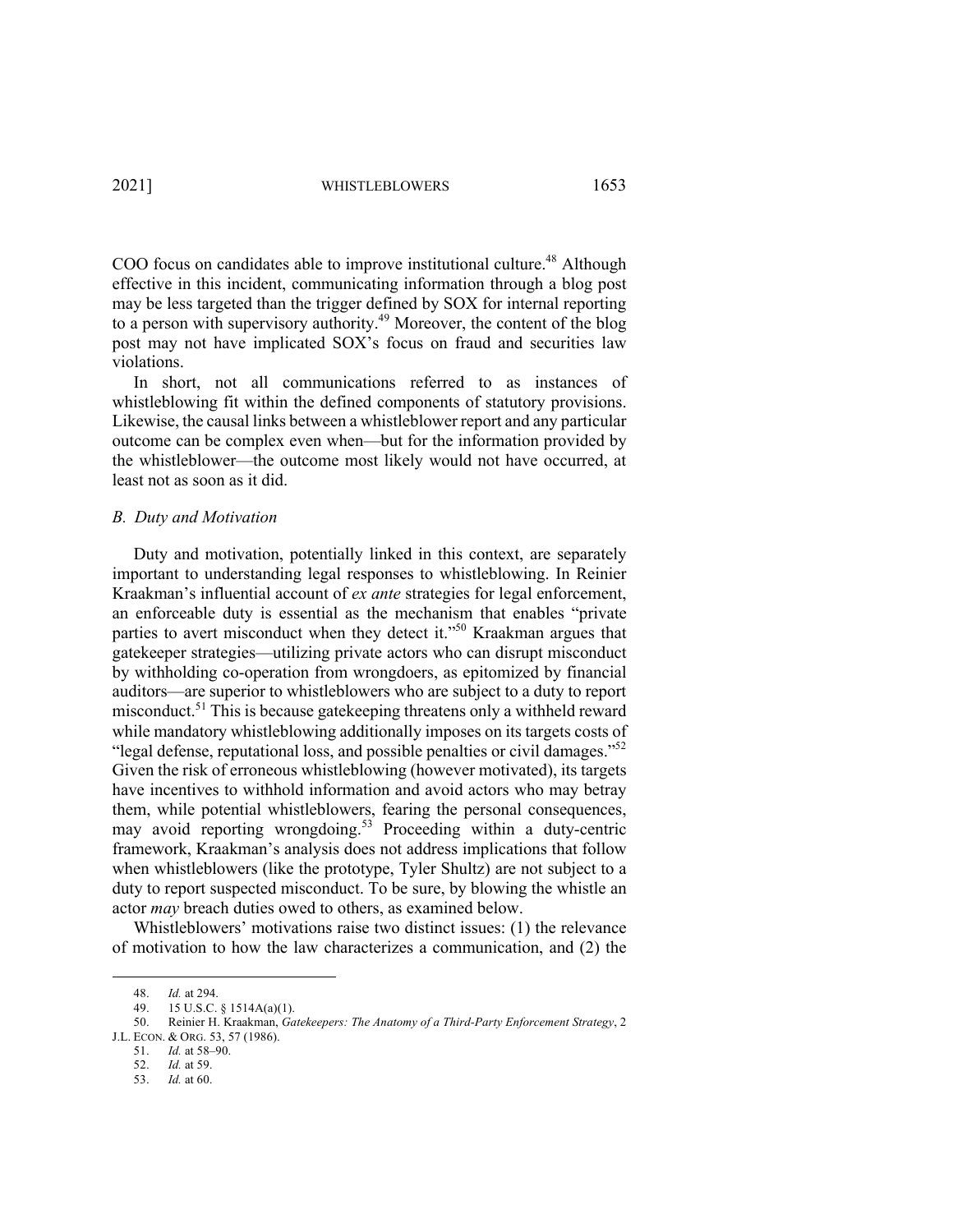COO focus on candidates able to improve institutional culture.[48] Although effective in this incident, communicating information through a blog post may be less targeted than the trigger defined by SOX for internal reporting to a person with supervisory authority.[49] Moreover, the content of the blog post may not have implicated SOX's focus on fraud and securities law violations.

In short, not all communications referred to as instances of whistleblowing fit within the defined components of statutory provisions. Likewise, the causal links between a whistleblower report and any particular outcome can be complex even when—but for the information provided by the whistleblower—the outcome most likely would not have occurred, at least not as soon as it did.

### *B. Duty and Motivation*

Duty and motivation, potentially linked in this context, are separately important to understanding legal responses to whistleblowing. In Reinier Kraakman's influential account of *ex ante* strategies for legal enforcement, an enforceable duty is essential as the mechanism that enables "private parties to avert misconduct when they detect it."[50] Kraakman argues that gatekeeper strategies—utilizing private actors who can disrupt misconduct by withholding co-operation from wrongdoers, as epitomized by financial auditors—are superior to whistleblowers who are subject to a duty to report misconduct.[51] This is because gatekeeping threatens only a withheld reward while mandatory whistleblowing additionally imposes on its targets costs of "legal defense, reputational loss, and possible penalties or civil damages."[52] Given the risk of erroneous whistleblowing (however motivated), its targets have incentives to withhold information and avoid actors who may betray them, while potential whistleblowers, fearing the personal consequences, may avoid reporting wrongdoing.[53] Proceeding within a duty-centric framework, Kraakman's analysis does not address implications that follow when whistleblowers (like the prototype, Tyler Shultz) are not subject to a duty to report suspected misconduct. To be sure, by blowing the whistle an actor *may* breach duties owed to others, as examined below.

Whistleblowers' motivations raise two distinct issues: (1) the relevance of motivation to how the law characterizes a communication, and (2) the

---

48. *Id.* at 294.

49. 15 U.S.C. § 1514A(a)(1).

50. Reinier H. Kraakman, *Gatekeepers: The Anatomy of a Third-Party Enforcement Strategy*, 2 J.L. ECON. & ORG. 53, 57 (1986).

51. *Id.* at 58–90.

52. *Id.* at 59.

53. *Id.* at 60.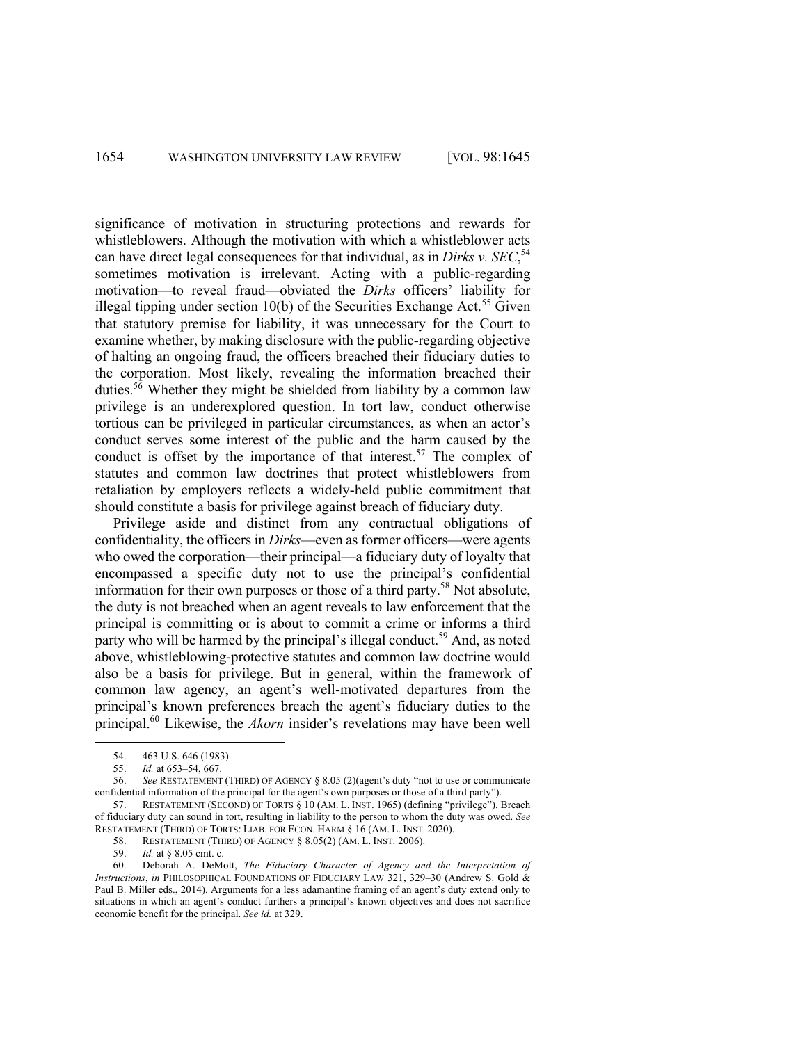significance of motivation in structuring protections and rewards for whistleblowers. Although the motivation with which a whistleblower acts can have direct legal consequences for that individual, as in *Dirks v. SEC*,[54] sometimes motivation is irrelevant. Acting with a public-regarding motivation—to reveal fraud—obviated the *Dirks* officers' liability for illegal tipping under section 10(b) of the Securities Exchange Act.[55] Given that statutory premise for liability, it was unnecessary for the Court to examine whether, by making disclosure with the public-regarding objective of halting an ongoing fraud, the officers breached their fiduciary duties to the corporation. Most likely, revealing the information breached their duties.[56] Whether they might be shielded from liability by a common law privilege is an underexplored question. In tort law, conduct otherwise tortious can be privileged in particular circumstances, as when an actor's conduct serves some interest of the public and the harm caused by the conduct is offset by the importance of that interest.[57] The complex of statutes and common law doctrines that protect whistleblowers from retaliation by employers reflects a widely-held public commitment that should constitute a basis for privilege against breach of fiduciary duty.

Privilege aside and distinct from any contractual obligations of confidentiality, the officers in *Dirks*—even as former officers—were agents who owed the corporation—their principal—a fiduciary duty of loyalty that encompassed a specific duty not to use the principal's confidential information for their own purposes or those of a third party.[58] Not absolute, the duty is not breached when an agent reveals to law enforcement that the principal is committing or is about to commit a crime or informs a third party who will be harmed by the principal's illegal conduct.[59] And, as noted above, whistleblowing-protective statutes and common law doctrine would also be a basis for privilege. But in general, within the framework of common law agency, an agent's well-motivated departures from the principal's known preferences breach the agent's fiduciary duties to the principal.[60] Likewise, the *Akorn* insider's revelations may have been well

---

54. 463 U.S. 646 (1983).

55. *Id.* at 653–54, 667.

56. *See* RESTATEMENT (THIRD) OF AGENCY § 8.05 (2)(agent's duty "not to use or communicate confidential information of the principal for the agent's own purposes or those of a third party").

57. RESTATEMENT (SECOND) OF TORTS § 10 (AM. L. INST. 1965) (defining "privilege"). Breach of fiduciary duty can sound in tort, resulting in liability to the person to whom the duty was owed. *See* RESTATEMENT (THIRD) OF TORTS: LIAB. FOR ECON. HARM § 16 (AM. L. INST. 2020).

58. RESTATEMENT (THIRD) OF AGENCY § 8.05(2) (AM. L. INST. 2006).

59. *Id.* at § 8.05 cmt. c.

60. Deborah A. DeMott, *The Fiduciary Character of Agency and the Interpretation of Instructions*, *in* PHILOSOPHICAL FOUNDATIONS OF FIDUCIARY LAW 321, 329–30 (Andrew S. Gold & Paul B. Miller eds., 2014). Arguments for a less adamantine framing of an agent's duty extend only to situations in which an agent's conduct furthers a principal's known objectives and does not sacrifice economic benefit for the principal. *See id.* at 329.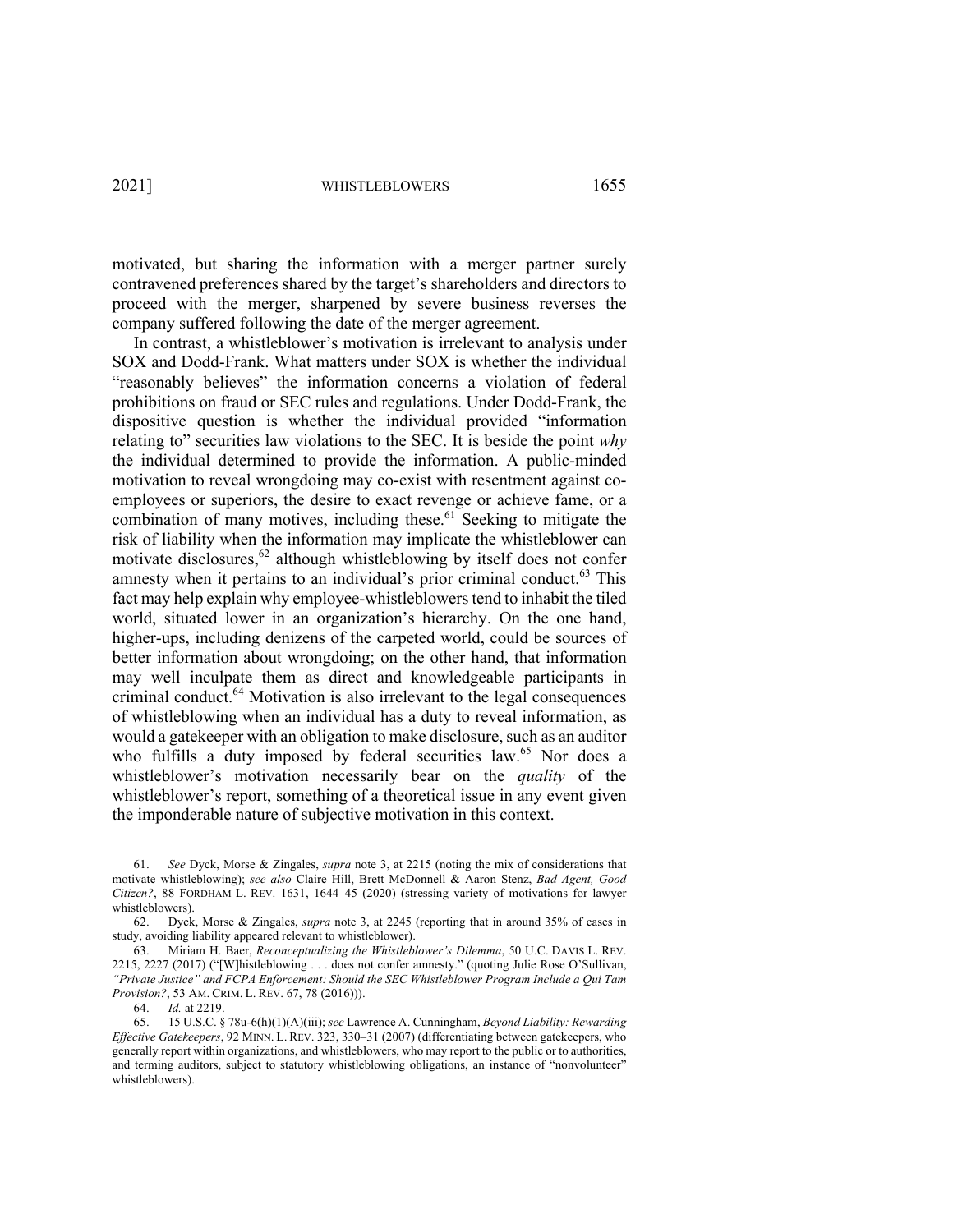motivated, but sharing the information with a merger partner surely contravened preferences shared by the target's shareholders and directors to proceed with the merger, sharpened by severe business reverses the company suffered following the date of the merger agreement.

In contrast, a whistleblower's motivation is irrelevant to analysis under SOX and Dodd-Frank. What matters under SOX is whether the individual "reasonably believes" the information concerns a violation of federal prohibitions on fraud or SEC rules and regulations. Under Dodd-Frank, the dispositive question is whether the individual provided "information relating to" securities law violations to the SEC. It is beside the point *why* the individual determined to provide the information. A public-minded motivation to reveal wrongdoing may co-exist with resentment against co-employees or superiors, the desire to exact revenge or achieve fame, or a combination of many motives, including these.[61] Seeking to mitigate the risk of liability when the information may implicate the whistleblower can motivate disclosures,[62] although whistleblowing by itself does not confer amnesty when it pertains to an individual's prior criminal conduct.[63] This fact may help explain why employee-whistleblowers tend to inhabit the tiled world, situated lower in an organization's hierarchy. On the one hand, higher-ups, including denizens of the carpeted world, could be sources of better information about wrongdoing; on the other hand, that information may well inculpate them as direct and knowledgeable participants in criminal conduct.[64] Motivation is also irrelevant to the legal consequences of whistleblowing when an individual has a duty to reveal information, as would a gatekeeper with an obligation to make disclosure, such as an auditor who fulfills a duty imposed by federal securities law.[65] Nor does a whistleblower's motivation necessarily bear on the *quality* of the whistleblower's report, something of a theoretical issue in any event given the imponderable nature of subjective motivation in this context.

---

61. *See* Dyck, Morse & Zingales, *supra* note 3, at 2215 (noting the mix of considerations that motivate whistleblowing); *see also* Claire Hill, Brett McDonnell & Aaron Stenz, *Bad Agent, Good Citizen?*, 88 FORDHAM L. REV. 1631, 1644–45 (2020) (stressing variety of motivations for lawyer whistleblowers).

62. Dyck, Morse & Zingales, *supra* note 3, at 2245 (reporting that in around 35% of cases in study, avoiding liability appeared relevant to whistleblower).

63. Miriam H. Baer, *Reconceptualizing the Whistleblower's Dilemma*, 50 U.C. DAVIS L. REV. 2215, 2227 (2017) ("[W]histleblowing . . . does not confer amnesty." (quoting Julie Rose O'Sullivan, *"Private Justice" and FCPA Enforcement: Should the SEC Whistleblower Program Include a Qui Tam Provision?*, 53 AM. CRIM. L. REV. 67, 78 (2016))).

64. *Id.* at 2219.

65. 15 U.S.C. § 78u-6(h)(1)(A)(iii); *see* Lawrence A. Cunningham, *Beyond Liability: Rewarding Effective Gatekeepers*, 92 MINN. L. REV. 323, 330–31 (2007) (differentiating between gatekeepers, who generally report within organizations, and whistleblowers, who may report to the public or to authorities, and terming auditors, subject to statutory whistleblowing obligations, an instance of "nonvolunteer" whistleblowers).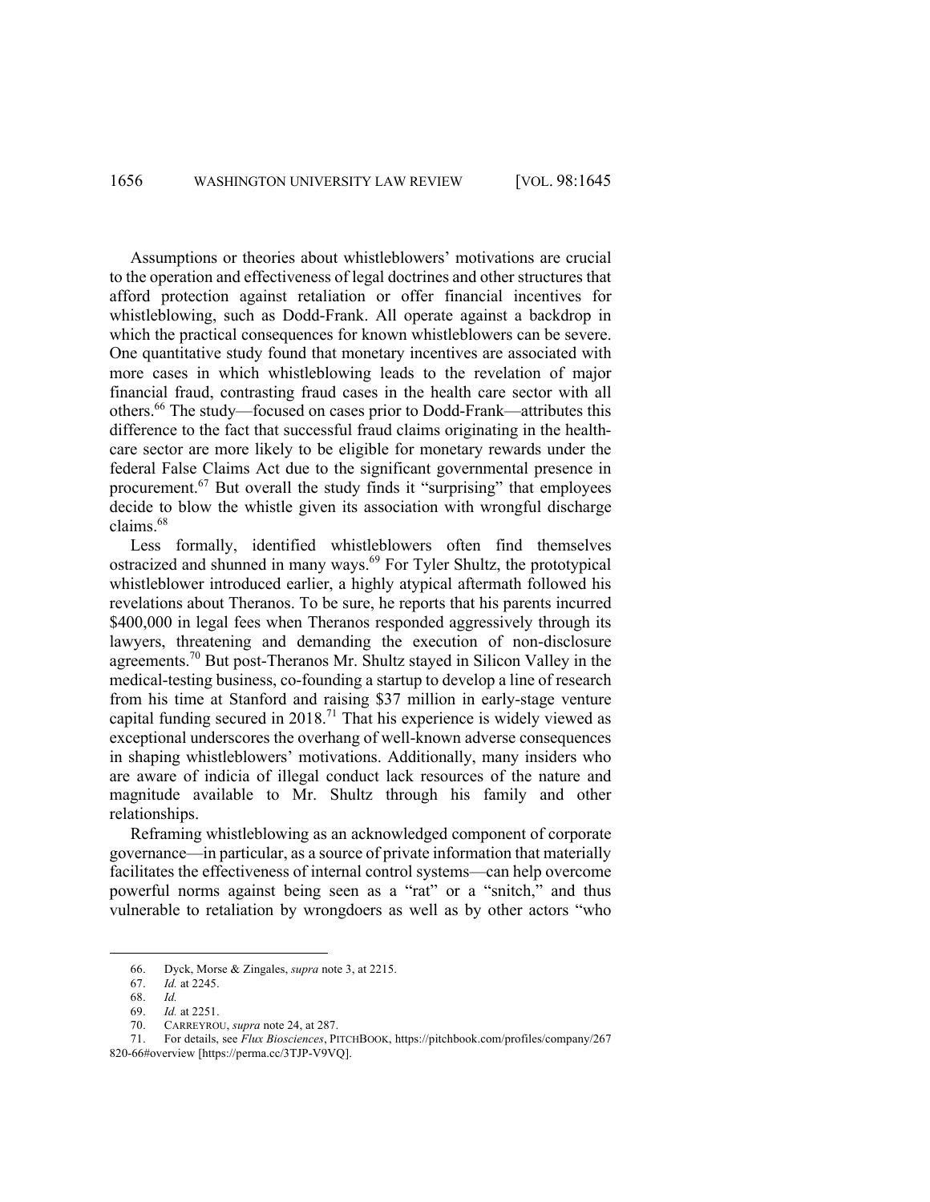Assumptions or theories about whistleblowers' motivations are crucial to the operation and effectiveness of legal doctrines and other structures that afford protection against retaliation or offer financial incentives for whistleblowing, such as Dodd-Frank. All operate against a backdrop in which the practical consequences for known whistleblowers can be severe. One quantitative study found that monetary incentives are associated with more cases in which whistleblowing leads to the revelation of major financial fraud, contrasting fraud cases in the health care sector with all others.[66] The study—focused on cases prior to Dodd-Frank—attributes this difference to the fact that successful fraud claims originating in the health-care sector are more likely to be eligible for monetary rewards under the federal False Claims Act due to the significant governmental presence in procurement.[67] But overall the study finds it "surprising" that employees decide to blow the whistle given its association with wrongful discharge claims.[68]

Less formally, identified whistleblowers often find themselves ostracized and shunned in many ways.[69] For Tyler Shultz, the prototypical whistleblower introduced earlier, a highly atypical aftermath followed his revelations about Theranos. To be sure, he reports that his parents incurred $400,000 in legal fees when Theranos responded aggressively through its lawyers, threatening and demanding the execution of non-disclosure agreements.[70] But post-Theranos Mr. Shultz stayed in Silicon Valley in the medical-testing business, co-founding a startup to develop a line of research from his time at Stanford and raising $37 million in early-stage venture capital funding secured in 2018.[71] That his experience is widely viewed as exceptional underscores the overhang of well-known adverse consequences in shaping whistleblowers' motivations. Additionally, many insiders who are aware of indicia of illegal conduct lack resources of the nature and magnitude available to Mr. Shultz through his family and other relationships.

Reframing whistleblowing as an acknowledged component of corporate governance—in particular, as a source of private information that materially facilitates the effectiveness of internal control systems—can help overcome powerful norms against being seen as a "rat" or a "snitch," and thus vulnerable to retaliation by wrongdoers as well as by other actors "who

---

66. Dyck, Morse & Zingales, *supra* note 3, at 2215.

67. *Id.* at 2245.

68. *Id.*

69. *Id.* at 2251.

70. CARREYROU, *supra* note 24, at 287.

71. For details, see *Flux Biosciences*, PITCHBOOK, https://pitchbook.com/profiles/company/267820-66#overview [https://perma.cc/3TJP-V9VQ].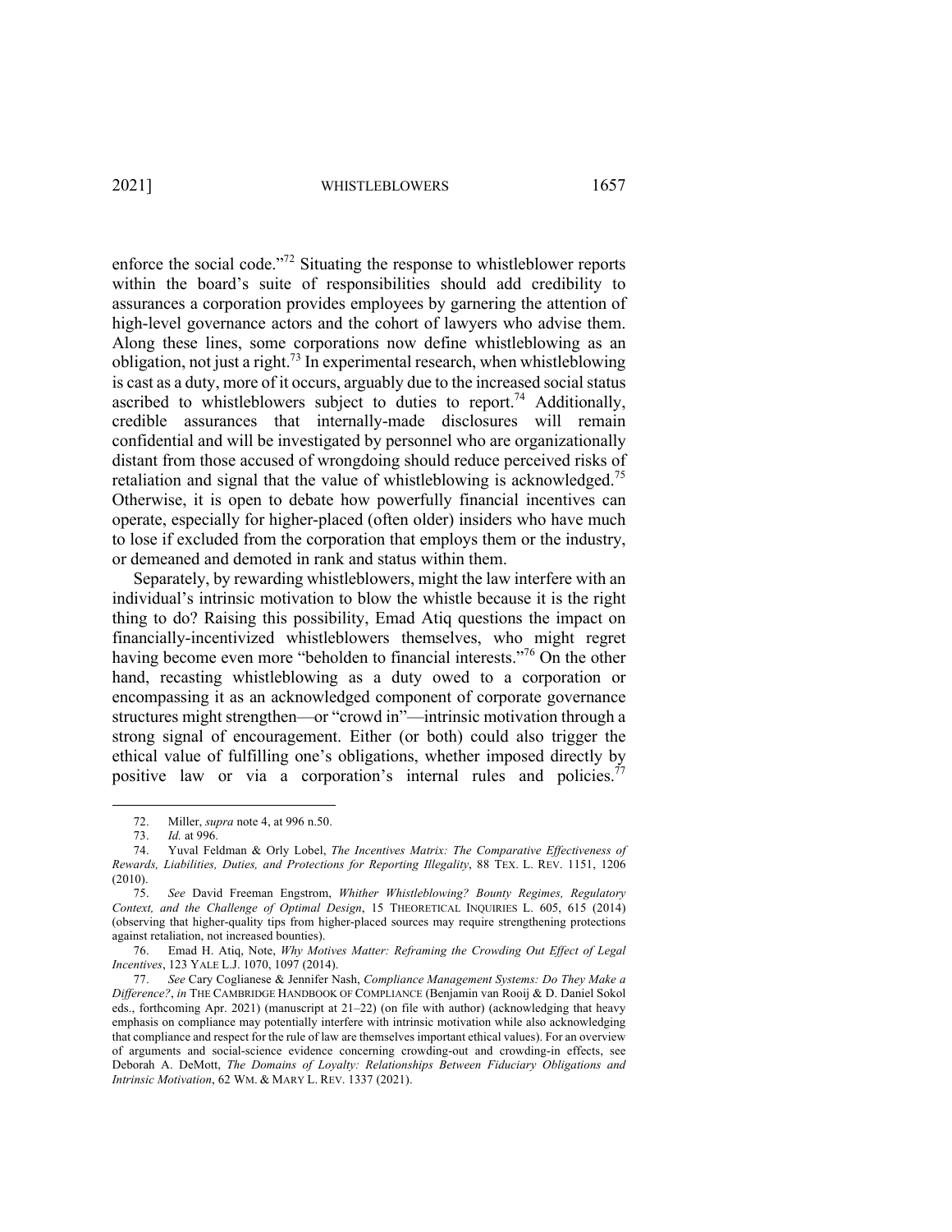enforce the social code."[72] Situating the response to whistleblower reports within the board's suite of responsibilities should add credibility to assurances a corporation provides employees by garnering the attention of high-level governance actors and the cohort of lawyers who advise them. Along these lines, some corporations now define whistleblowing as an obligation, not just a right.[73] In experimental research, when whistleblowing is cast as a duty, more of it occurs, arguably due to the increased social status ascribed to whistleblowers subject to duties to report.[74] Additionally, credible assurances that internally-made disclosures will remain confidential and will be investigated by personnel who are organizationally distant from those accused of wrongdoing should reduce perceived risks of retaliation and signal that the value of whistleblowing is acknowledged.[75] Otherwise, it is open to debate how powerfully financial incentives can operate, especially for higher-placed (often older) insiders who have much to lose if excluded from the corporation that employs them or the industry, or demeaned and demoted in rank and status within them.

Separately, by rewarding whistleblowers, might the law interfere with an individual's intrinsic motivation to blow the whistle because it is the right thing to do? Raising this possibility, Emad Atiq questions the impact on financially-incentivized whistleblowers themselves, who might regret having become even more "beholden to financial interests."[76] On the other hand, recasting whistleblowing as a duty owed to a corporation or encompassing it as an acknowledged component of corporate governance structures might strengthen—or "crowd in"—intrinsic motivation through a strong signal of encouragement. Either (or both) could also trigger the ethical value of fulfilling one's obligations, whether imposed directly by positive law or via a corporation's internal rules and policies.[77]

---

72. Miller, *supra* note 4, at 996 n.50.

73. *Id.* at 996.

74. Yuval Feldman & Orly Lobel, *The Incentives Matrix: The Comparative Effectiveness of Rewards, Liabilities, Duties, and Protections for Reporting Illegality*, 88 TEX. L. REV. 1151, 1206 (2010).

75. *See* David Freeman Engstrom, *Whither Whistleblowing? Bounty Regimes, Regulatory Context, and the Challenge of Optimal Design*, 15 THEORETICAL INQUIRIES L. 605, 615 (2014) (observing that higher-quality tips from higher-placed sources may require strengthening protections against retaliation, not increased bounties).

76. Emad H. Atiq, Note, *Why Motives Matter: Reframing the Crowding Out Effect of Legal Incentives*, 123 YALE L.J. 1070, 1097 (2014).

77. *See* Cary Coglianese & Jennifer Nash, *Compliance Management Systems: Do They Make a Difference?*, *in* THE CAMBRIDGE HANDBOOK OF COMPLIANCE (Benjamin van Rooij & D. Daniel Sokol eds., forthcoming Apr. 2021) (manuscript at 21–22) (on file with author) (acknowledging that heavy emphasis on compliance may potentially interfere with intrinsic motivation while also acknowledging that compliance and respect for the rule of law are themselves important ethical values). For an overview of arguments and social-science evidence concerning crowding-out and crowding-in effects, see Deborah A. DeMott, *The Domains of Loyalty: Relationships Between Fiduciary Obligations and Intrinsic Motivation*, 62 WM. & MARY L. REV. 1337 (2021).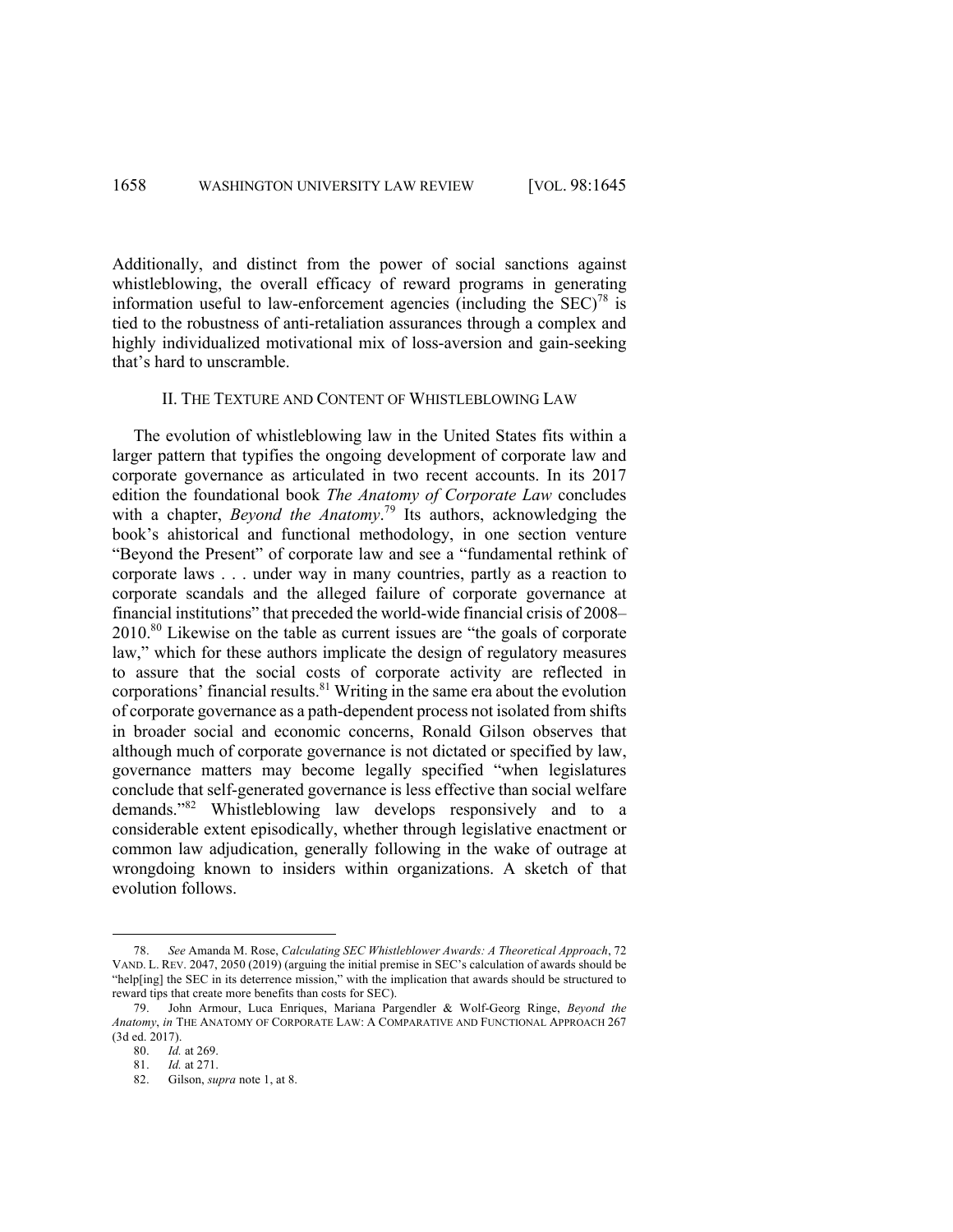Additionally, and distinct from the power of social sanctions against whistleblowing, the overall efficacy of reward programs in generating information useful to law-enforcement agencies (including the SEC)[78] is tied to the robustness of anti-retaliation assurances through a complex and highly individualized motivational mix of loss-aversion and gain-seeking that's hard to unscramble.

## II. THE TEXTURE AND CONTENT OF WHISTLEBLOWING LAW

The evolution of whistleblowing law in the United States fits within a larger pattern that typifies the ongoing development of corporate law and corporate governance as articulated in two recent accounts. In its 2017 edition the foundational book *The Anatomy of Corporate Law* concludes with a chapter, *Beyond the Anatomy*.[79] Its authors, acknowledging the book's ahistorical and functional methodology, in one section venture "Beyond the Present" of corporate law and see a "fundamental rethink of corporate laws . . . under way in many countries, partly as a reaction to corporate scandals and the alleged failure of corporate governance at financial institutions" that preceded the world-wide financial crisis of 2008–2010.[80] Likewise on the table as current issues are "the goals of corporate law," which for these authors implicate the design of regulatory measures to assure that the social costs of corporate activity are reflected in corporations' financial results.[81] Writing in the same era about the evolution of corporate governance as a path-dependent process not isolated from shifts in broader social and economic concerns, Ronald Gilson observes that although much of corporate governance is not dictated or specified by law, governance matters may become legally specified "when legislatures conclude that self-generated governance is less effective than social welfare demands."[82] Whistleblowing law develops responsively and to a considerable extent episodically, whether through legislative enactment or common law adjudication, generally following in the wake of outrage at wrongdoing known to insiders within organizations. A sketch of that evolution follows.

---

78. *See* Amanda M. Rose, *Calculating SEC Whistleblower Awards: A Theoretical Approach*, 72 VAND. L. REV. 2047, 2050 (2019) (arguing the initial premise in SEC's calculation of awards should be "help[ing] the SEC in its deterrence mission," with the implication that awards should be structured to reward tips that create more benefits than costs for SEC).

79. John Armour, Luca Enriques, Mariana Pargendler & Wolf-Georg Ringe, *Beyond the Anatomy*, *in* THE ANATOMY OF CORPORATE LAW: A COMPARATIVE AND FUNCTIONAL APPROACH 267 (3d ed. 2017).

80. *Id.* at 269.

81. *Id.* at 271.

82. Gilson, *supra* note 1, at 8.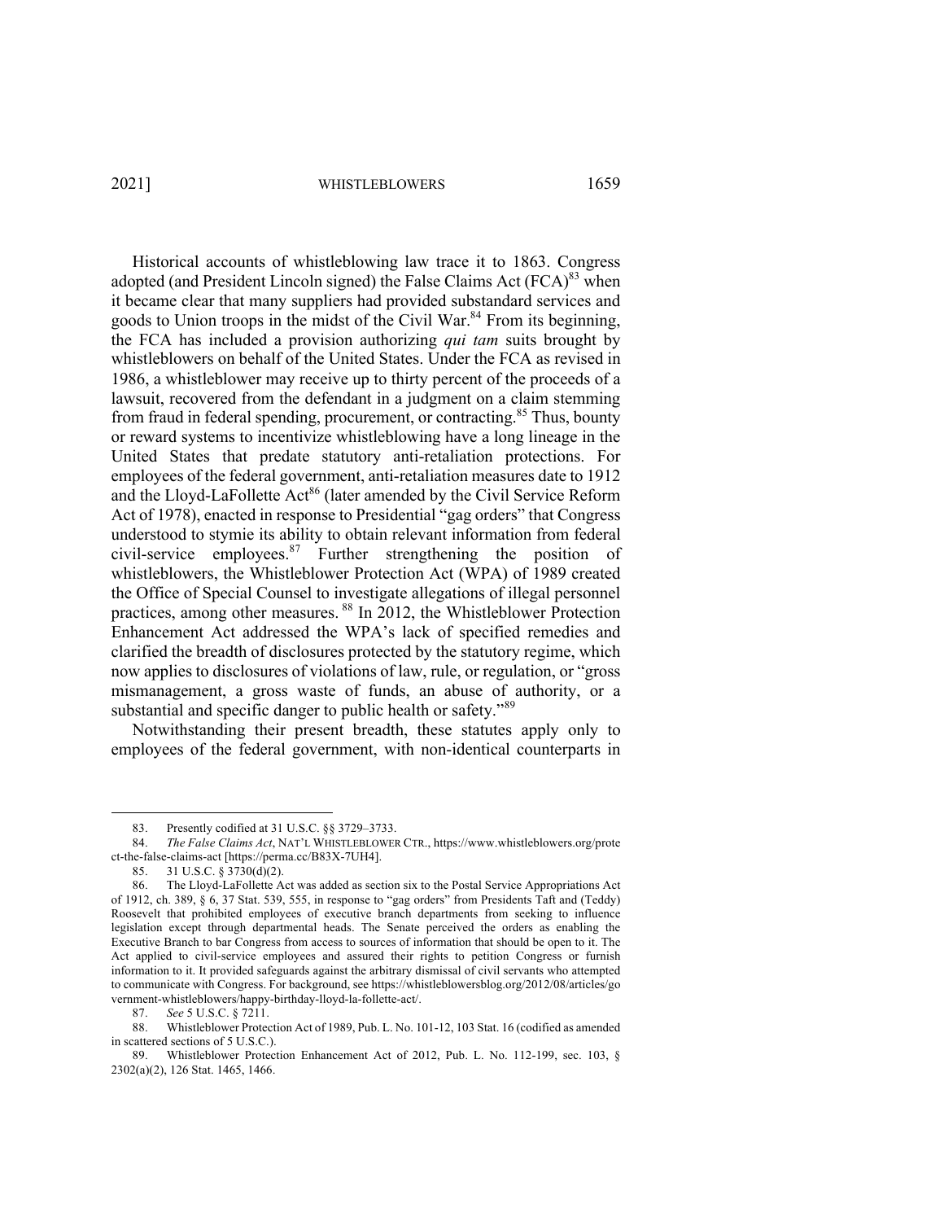Historical accounts of whistleblowing law trace it to 1863. Congress adopted (and President Lincoln signed) the False Claims Act (FCA)[83] when it became clear that many suppliers had provided substandard services and goods to Union troops in the midst of the Civil War.[84] From its beginning, the FCA has included a provision authorizing *qui tam* suits brought by whistleblowers on behalf of the United States. Under the FCA as revised in 1986, a whistleblower may receive up to thirty percent of the proceeds of a lawsuit, recovered from the defendant in a judgment on a claim stemming from fraud in federal spending, procurement, or contracting.[85] Thus, bounty or reward systems to incentivize whistleblowing have a long lineage in the United States that predate statutory anti-retaliation protections. For employees of the federal government, anti-retaliation measures date to 1912 and the Lloyd-LaFollette Act[86] (later amended by the Civil Service Reform Act of 1978), enacted in response to Presidential "gag orders" that Congress understood to stymie its ability to obtain relevant information from federal civil-service employees.[87] Further strengthening the position of whistleblowers, the Whistleblower Protection Act (WPA) of 1989 created the Office of Special Counsel to investigate allegations of illegal personnel practices, among other measures.[88] In 2012, the Whistleblower Protection Enhancement Act addressed the WPA's lack of specified remedies and clarified the breadth of disclosures protected by the statutory regime, which now applies to disclosures of violations of law, rule, or regulation, or "gross mismanagement, a gross waste of funds, an abuse of authority, or a substantial and specific danger to public health or safety."[89]

Notwithstanding their present breadth, these statutes apply only to employees of the federal government, with non-identical counterparts in

---

83. Presently codified at 31 U.S.C. §§ 3729–3733.

84. *The False Claims Act*, NAT'L WHISTLEBLOWER CTR., https://www.whistleblowers.org/protect-the-false-claims-act [https://perma.cc/B83X-7UH4].

85. 31 U.S.C. § 3730(d)(2).

86. The Lloyd-LaFollette Act was added as section six to the Postal Service Appropriations Act of 1912, ch. 389, § 6, 37 Stat. 539, 555, in response to "gag orders" from Presidents Taft and (Teddy) Roosevelt that prohibited employees of executive branch departments from seeking to influence legislation except through departmental heads. The Senate perceived the orders as enabling the Executive Branch to bar Congress from access to sources of information that should be open to it. The Act applied to civil-service employees and assured their rights to petition Congress or furnish information to it. It provided safeguards against the arbitrary dismissal of civil servants who attempted to communicate with Congress. For background, see https://whistleblowersblog.org/2012/08/articles/government-whistleblowers/happy-birthday-lloyd-la-follette-act/.

87. *See* 5 U.S.C. § 7211.

88. Whistleblower Protection Act of 1989, Pub. L. No. 101-12, 103 Stat. 16 (codified as amended in scattered sections of 5 U.S.C.).

89. Whistleblower Protection Enhancement Act of 2012, Pub. L. No. 112-199, sec. 103, § 2302(a)(2), 126 Stat. 1465, 1466.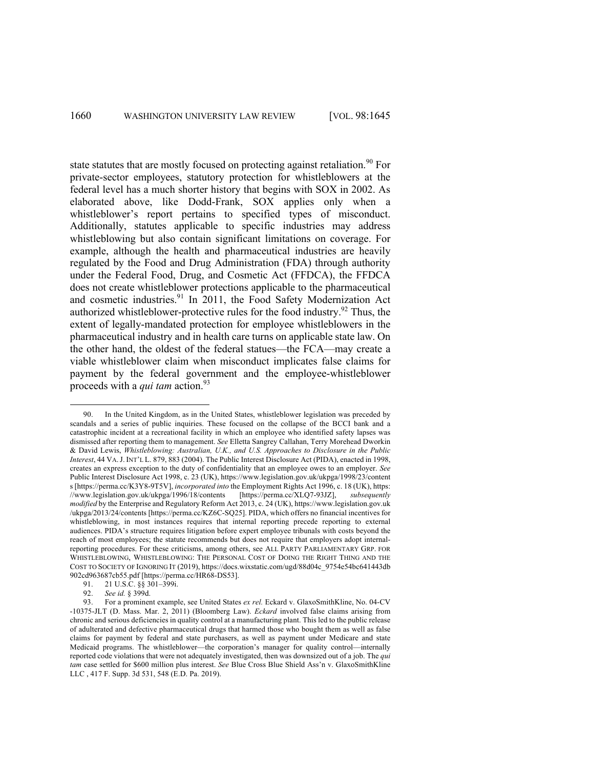state statutes that are mostly focused on protecting against retaliation.[90] For private-sector employees, statutory protection for whistleblowers at the federal level has a much shorter history that begins with SOX in 2002. As elaborated above, like Dodd-Frank, SOX applies only when a whistleblower's report pertains to specified types of misconduct. Additionally, statutes applicable to specific industries may address whistleblowing but also contain significant limitations on coverage. For example, although the health and pharmaceutical industries are heavily regulated by the Food and Drug Administration (FDA) through authority under the Federal Food, Drug, and Cosmetic Act (FFDCA), the FFDCA does not create whistleblower protections applicable to the pharmaceutical and cosmetic industries.[91] In 2011, the Food Safety Modernization Act authorized whistleblower-protective rules for the food industry.[92] Thus, the extent of legally-mandated protection for employee whistleblowers in the pharmaceutical industry and in health care turns on applicable state law. On the other hand, the oldest of the federal statues—the FCA—may create a viable whistleblower claim when misconduct implicates false claims for payment by the federal government and the employee-whistleblower proceeds with a *qui tam* action.[93]

---

90. In the United Kingdom, as in the United States, whistleblower legislation was preceded by scandals and a series of public inquiries. These focused on the collapse of the BCCI bank and a catastrophic incident at a recreational facility in which an employee who identified safety lapses was dismissed after reporting them to management. *See* Elletta Sangrey Callahan, Terry Morehead Dworkin & David Lewis, *Whistleblowing: Australian, U.K., and U.S. Approaches to Disclosure in the Public Interest*, 44 VA. J. INT'L L. 879, 883 (2004). The Public Interest Disclosure Act (PIDA), enacted in 1998, creates an express exception to the duty of confidentiality that an employee owes to an employer. *See* Public Interest Disclosure Act 1998, c. 23 (UK), https://www.legislation.gov.uk/ukpga/1998/23/contents [https://perma.cc/K3Y8-9T5V], *incorporated into* the Employment Rights Act 1996, c. 18 (UK), https://www.legislation.gov.uk/ukpga/1996/18/contents [https://perma.cc/XLQ7-93JZ], *subsequently modified* by the Enterprise and Regulatory Reform Act 2013, c. 24 (UK), https://www.legislation.gov.uk/ukpga/2013/24/contents [https://perma.cc/KZ6C-SQ25]. PIDA, which offers no financial incentives for whistleblowing, in most instances requires that internal reporting precede reporting to external audiences. PIDA's structure requires litigation before expert employee tribunals with costs beyond the reach of most employees; the statute recommends but does not require that employers adopt internal-reporting procedures. For these criticisms, among others, see ALL PARTY PARLIAMENTARY GRP. FOR WHISTLEBLOWING, WHISTLEBLOWING: THE PERSONAL COST OF DOING THE RIGHT THING AND THE COST TO SOCIETY OF IGNORING IT (2019), https://docs.wixstatic.com/ugd/88d04c_9754e54bc641443db902cd963687cb55.pdf [https://perma.cc/HR68-DS53].

91. 21 U.S.C. §§ 301–399i.

92. *See id.* § 399d.

93. For a prominent example, see United States *ex rel.* Eckard v. GlaxoSmithKline, No. 04-CV-10375-JLT (D. Mass. Mar. 2, 2011) (Bloomberg Law). *Eckard* involved false claims arising from chronic and serious deficiencies in quality control at a manufacturing plant. This led to the public release of adulterated and defective pharmaceutical drugs that harmed those who bought them as well as false claims for payment by federal and state purchasers, as well as payment under Medicare and state Medicaid programs. The whistleblower—the corporation's manager for quality control—internally reported code violations that were not adequately investigated, then was downsized out of a job. The *qui tam* case settled for $600 million plus interest. *See* Blue Cross Blue Shield Ass'n v. GlaxoSmithKline LLC , 417 F. Supp. 3d 531, 548 (E.D. Pa. 2019).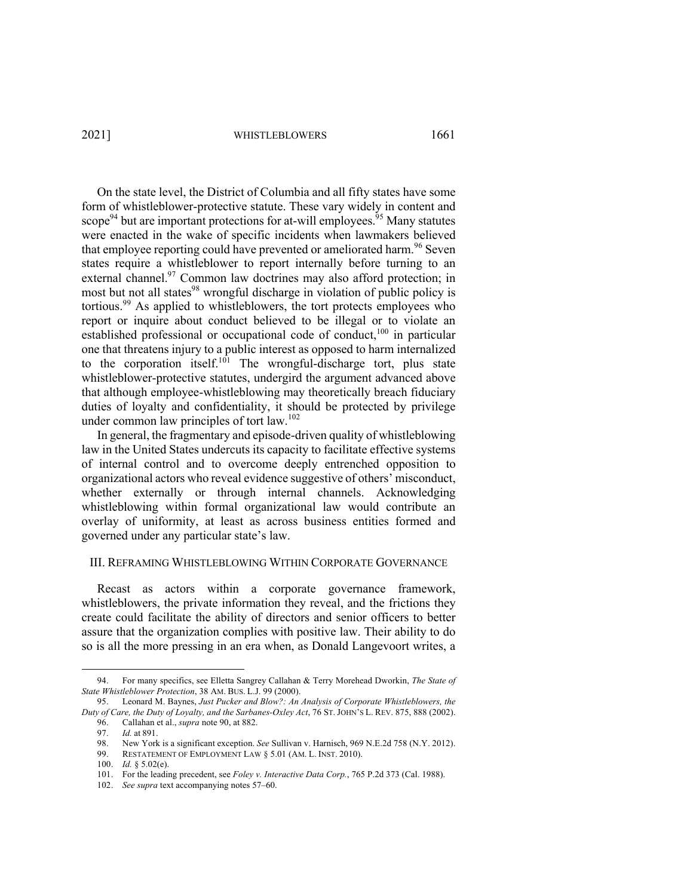On the state level, the District of Columbia and all fifty states have some form of whistleblower-protective statute. These vary widely in content and scope[94] but are important protections for at-will employees.[95] Many statutes were enacted in the wake of specific incidents when lawmakers believed that employee reporting could have prevented or ameliorated harm.[96] Seven states require a whistleblower to report internally before turning to an external channel.[97] Common law doctrines may also afford protection; in most but not all states[98] wrongful discharge in violation of public policy is tortious.[99] As applied to whistleblowers, the tort protects employees who report or inquire about conduct believed to be illegal or to violate an established professional or occupational code of conduct,[100] in particular one that threatens injury to a public interest as opposed to harm internalized to the corporation itself.[101] The wrongful-discharge tort, plus state whistleblower-protective statutes, undergird the argument advanced above that although employee-whistleblowing may theoretically breach fiduciary duties of loyalty and confidentiality, it should be protected by privilege under common law principles of tort law.[102]

In general, the fragmentary and episode-driven quality of whistleblowing law in the United States undercuts its capacity to facilitate effective systems of internal control and to overcome deeply entrenched opposition to organizational actors who reveal evidence suggestive of others' misconduct, whether externally or through internal channels. Acknowledging whistleblowing within formal organizational law would contribute an overlay of uniformity, at least as across business entities formed and governed under any particular state's law.

## III. Reframing Whistleblowing Within Corporate Governance

Recast as actors within a corporate governance framework, whistleblowers, the private information they reveal, and the frictions they create could facilitate the ability of directors and senior officers to better assure that the organization complies with positive law. Their ability to do so is all the more pressing in an era when, as Donald Langevoort writes, a

---

94. For many specifics, see Elletta Sangrey Callahan & Terry Morehead Dworkin, *The State of State Whistleblower Protection*, 38 AM. BUS. L.J. 99 (2000).

95. Leonard M. Baynes, *Just Pucker and Blow?: An Analysis of Corporate Whistleblowers, the Duty of Care, the Duty of Loyalty, and the Sarbanes-Oxley Act*, 76 ST. JOHN'S L. REV. 875, 888 (2002).

96. Callahan et al., *supra* note 90, at 882.

97. *Id.* at 891.

98. New York is a significant exception. *See* Sullivan v. Harnisch, 969 N.E.2d 758 (N.Y. 2012).

99. RESTATEMENT OF EMPLOYMENT LAW § 5.01 (AM. L. INST. 2010).

100. *Id.* § 5.02(e).

101. For the leading precedent, see *Foley v. Interactive Data Corp.*, 765 P.2d 373 (Cal. 1988).

102. *See supra* text accompanying notes 57–60.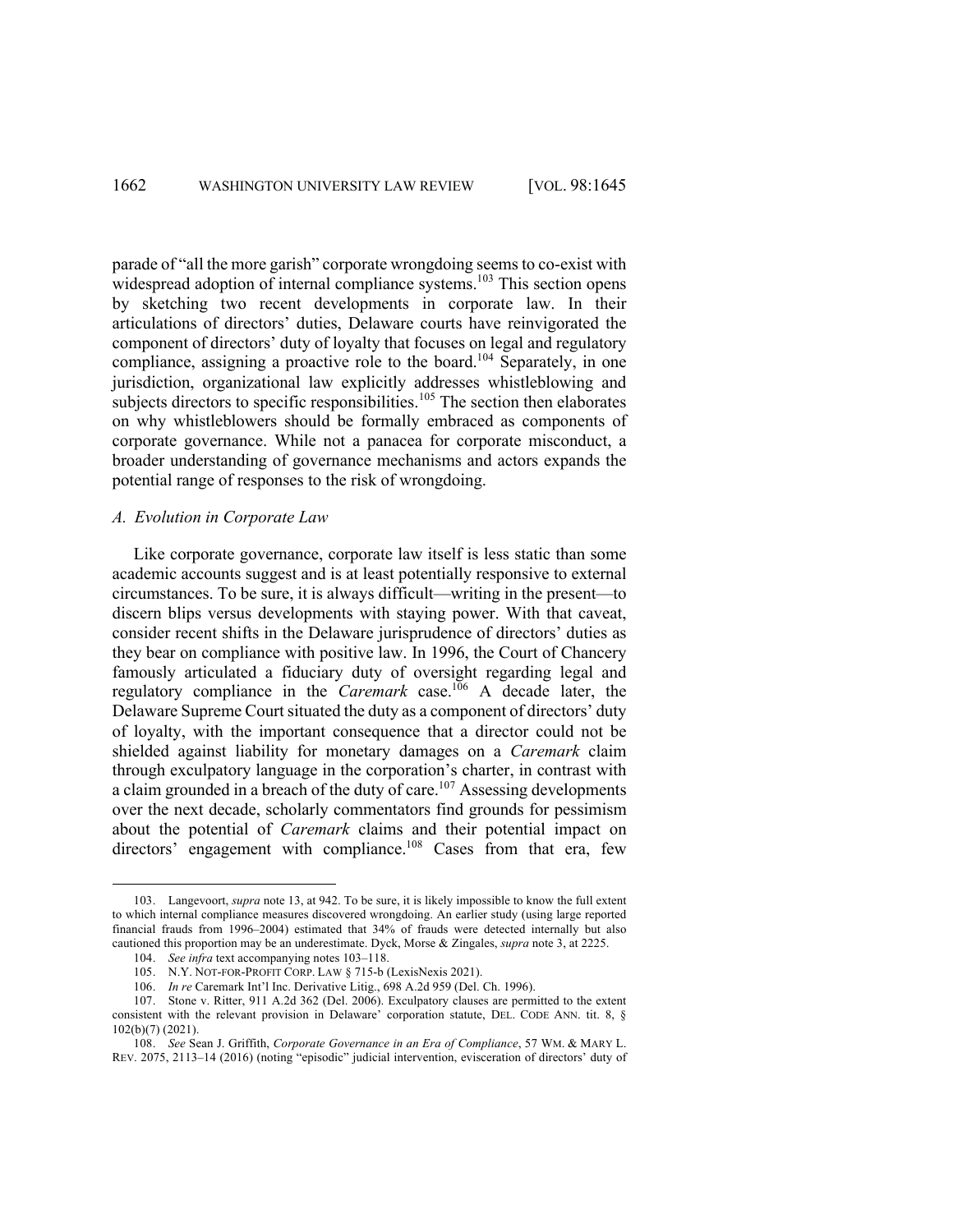parade of "all the more garish" corporate wrongdoing seems to co-exist with widespread adoption of internal compliance systems.[103] This section opens by sketching two recent developments in corporate law. In their articulations of directors' duties, Delaware courts have reinvigorated the component of directors' duty of loyalty that focuses on legal and regulatory compliance, assigning a proactive role to the board.[104] Separately, in one jurisdiction, organizational law explicitly addresses whistleblowing and subjects directors to specific responsibilities.[105] The section then elaborates on why whistleblowers should be formally embraced as components of corporate governance. While not a panacea for corporate misconduct, a broader understanding of governance mechanisms and actors expands the potential range of responses to the risk of wrongdoing.

### *A. Evolution in Corporate Law*

Like corporate governance, corporate law itself is less static than some academic accounts suggest and is at least potentially responsive to external circumstances. To be sure, it is always difficult—writing in the present—to discern blips versus developments with staying power. With that caveat, consider recent shifts in the Delaware jurisprudence of directors' duties as they bear on compliance with positive law. In 1996, the Court of Chancery famously articulated a fiduciary duty of oversight regarding legal and regulatory compliance in the *Caremark* case.[106] A decade later, the Delaware Supreme Court situated the duty as a component of directors' duty of loyalty, with the important consequence that a director could not be shielded against liability for monetary damages on a *Caremark* claim through exculpatory language in the corporation's charter, in contrast with a claim grounded in a breach of the duty of care.[107] Assessing developments over the next decade, scholarly commentators find grounds for pessimism about the potential of *Caremark* claims and their potential impact on directors' engagement with compliance.[108] Cases from that era, few

---

103. Langevoort, *supra* note 13, at 942. To be sure, it is likely impossible to know the full extent to which internal compliance measures discovered wrongdoing. An earlier study (using large reported financial frauds from 1996–2004) estimated that 34% of frauds were detected internally but also cautioned this proportion may be an underestimate. Dyck, Morse & Zingales, *supra* note 3, at 2225.

104. *See infra* text accompanying notes 103–118.

105. N.Y. NOT-FOR-PROFIT CORP. LAW § 715-b (LexisNexis 2021).

106. *In re* Caremark Int'l Inc. Derivative Litig., 698 A.2d 959 (Del. Ch. 1996).

107. Stone v. Ritter, 911 A.2d 362 (Del. 2006). Exculpatory clauses are permitted to the extent consistent with the relevant provision in Delaware' corporation statute, DEL. CODE ANN. tit. 8, § 102(b)(7) (2021).

108. *See* Sean J. Griffith, *Corporate Governance in an Era of Compliance*, 57 WM. & MARY L. REV. 2075, 2113–14 (2016) (noting "episodic" judicial intervention, evisceration of directors' duty of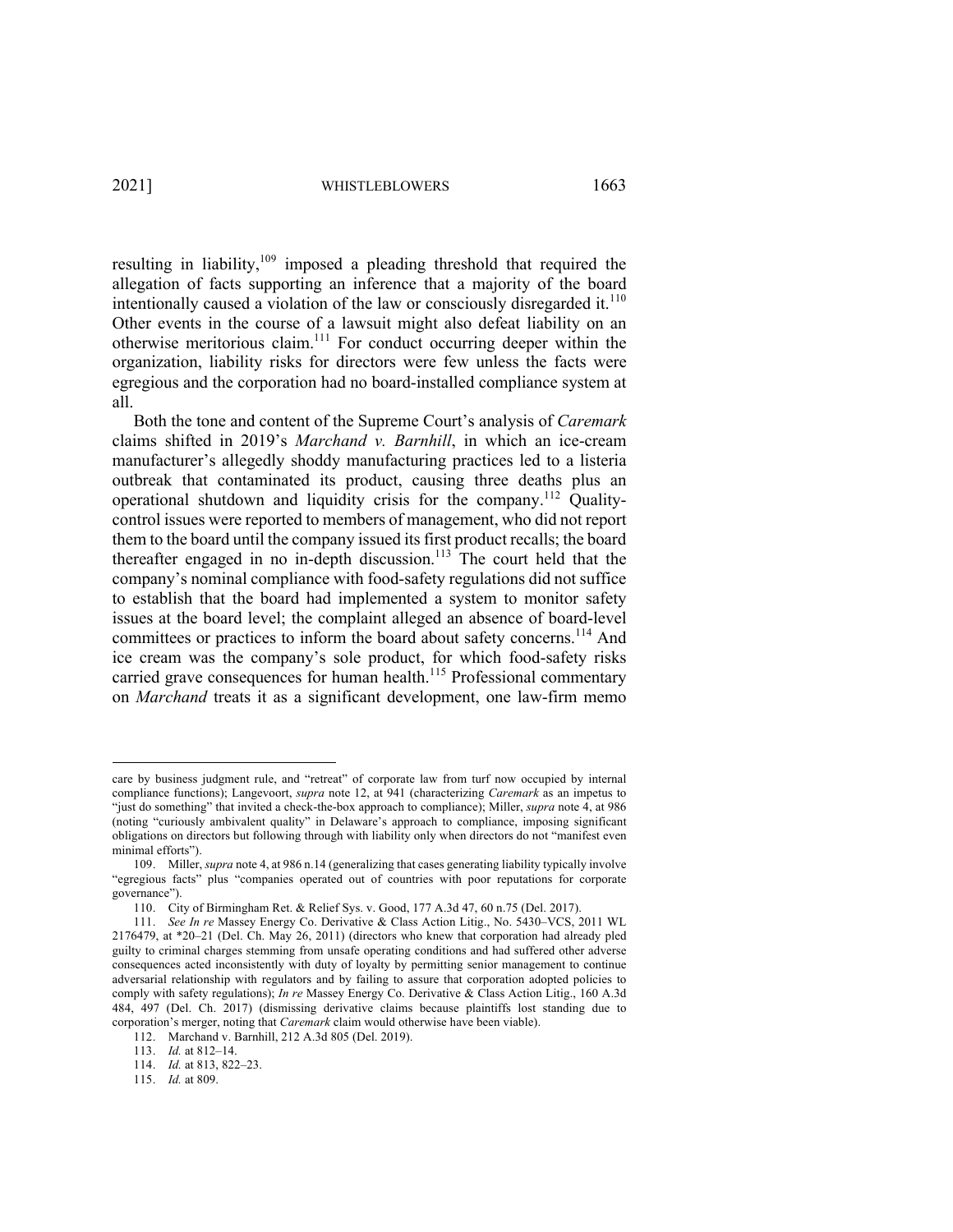resulting in liability,[109] imposed a pleading threshold that required the allegation of facts supporting an inference that a majority of the board intentionally caused a violation of the law or consciously disregarded it.[110] Other events in the course of a lawsuit might also defeat liability on an otherwise meritorious claim.[111] For conduct occurring deeper within the organization, liability risks for directors were few unless the facts were egregious and the corporation had no board-installed compliance system at all.

Both the tone and content of the Supreme Court's analysis of *Caremark* claims shifted in 2019's *Marchand v. Barnhill*, in which an ice-cream manufacturer's allegedly shoddy manufacturing practices led to a listeria outbreak that contaminated its product, causing three deaths plus an operational shutdown and liquidity crisis for the company.[112] Quality-control issues were reported to members of management, who did not report them to the board until the company issued its first product recalls; the board thereafter engaged in no in-depth discussion.[113] The court held that the company's nominal compliance with food-safety regulations did not suffice to establish that the board had implemented a system to monitor safety issues at the board level; the complaint alleged an absence of board-level committees or practices to inform the board about safety concerns.[114] And ice cream was the company's sole product, for which food-safety risks carried grave consequences for human health.[115] Professional commentary on *Marchand* treats it as a significant development, one law-firm memo

---

care by business judgment rule, and "retreat" of corporate law from turf now occupied by internal compliance functions); Langevoort, *supra* note 12, at 941 (characterizing *Caremark* as an impetus to "just do something" that invited a check-the-box approach to compliance); Miller, *supra* note 4, at 986 (noting "curiously ambivalent quality" in Delaware's approach to compliance, imposing significant obligations on directors but following through with liability only when directors do not "manifest even minimal efforts").

109. Miller, *supra* note 4, at 986 n.14 (generalizing that cases generating liability typically involve "egregious facts" plus "companies operated out of countries with poor reputations for corporate governance").

110. City of Birmingham Ret. & Relief Sys. v. Good, 177 A.3d 47, 60 n.75 (Del. 2017).

111. *See In re* Massey Energy Co. Derivative & Class Action Litig., No. 5430–VCS, 2011 WL 2176479, at *20–21 (Del. Ch. May 26, 2011) (directors who knew that corporation had already pled guilty to criminal charges stemming from unsafe operating conditions and had suffered other adverse consequences acted inconsistently with duty of loyalty by permitting senior management to continue adversarial relationship with regulators and by failing to assure that corporation adopted policies to comply with safety regulations); *In re* Massey Energy Co. Derivative & Class Action Litig., 160 A.3d 484, 497 (Del. Ch. 2017) (dismissing derivative claims because plaintiffs lost standing due to corporation's merger, noting that *Caremark* claim would otherwise have been viable).

112. Marchand v. Barnhill, 212 A.3d 805 (Del. 2019).

113. *Id.* at 812–14.

114. *Id.* at 813, 822–23.

115. *Id.* at 809.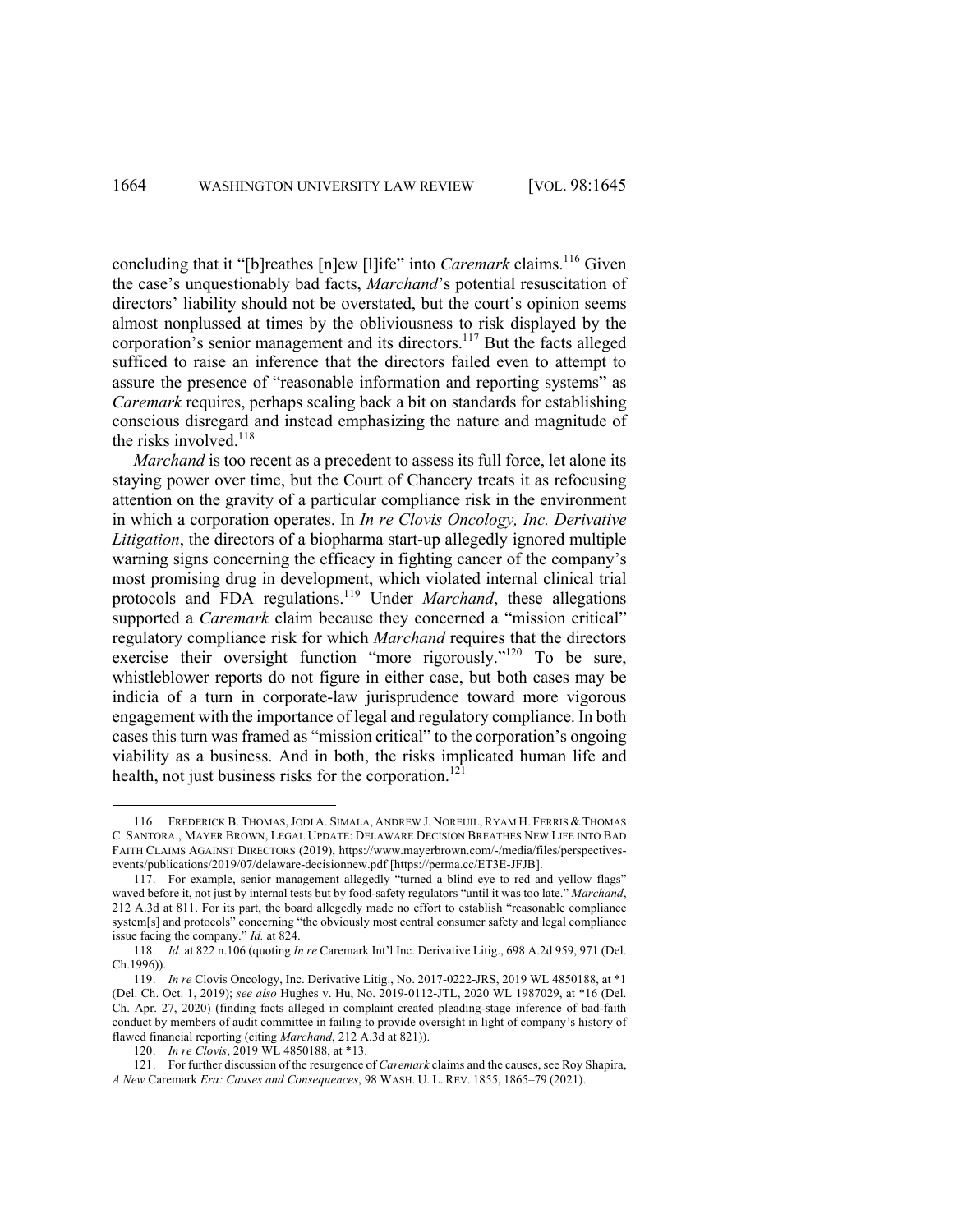concluding that it "[b]reathes [n]ew [l]ife" into *Caremark* claims.[116] Given the case's unquestionably bad facts, *Marchand*'s potential resuscitation of directors' liability should not be overstated, but the court's opinion seems almost nonplussed at times by the obliviousness to risk displayed by the corporation's senior management and its directors.[117] But the facts alleged sufficed to raise an inference that the directors failed even to attempt to assure the presence of "reasonable information and reporting systems" as *Caremark* requires, perhaps scaling back a bit on standards for establishing conscious disregard and instead emphasizing the nature and magnitude of the risks involved.[118]

*Marchand* is too recent as a precedent to assess its full force, let alone its staying power over time, but the Court of Chancery treats it as refocusing attention on the gravity of a particular compliance risk in the environment in which a corporation operates. In *In re Clovis Oncology, Inc. Derivative Litigation*, the directors of a biopharma start-up allegedly ignored multiple warning signs concerning the efficacy in fighting cancer of the company's most promising drug in development, which violated internal clinical trial protocols and FDA regulations.[119] Under *Marchand*, these allegations supported a *Caremark* claim because they concerned a "mission critical" regulatory compliance risk for which *Marchand* requires that the directors exercise their oversight function "more rigorously."[120] To be sure, whistleblower reports do not figure in either case, but both cases may be indicia of a turn in corporate-law jurisprudence toward more vigorous engagement with the importance of legal and regulatory compliance. In both cases this turn was framed as "mission critical" to the corporation's ongoing viability as a business. And in both, the risks implicated human life and health, not just business risks for the corporation.[121]

---

116. FREDERICK B. THOMAS, JODI A. SIMALA, ANDREW J. NOREUIL, RYAM H. FERRIS & THOMAS C. SANTORA., MAYER BROWN, LEGAL UPDATE: DELAWARE DECISION BREATHES NEW LIFE INTO BAD FAITH CLAIMS AGAINST DIRECTORS (2019), https://www.mayerbrown.com/-/media/files/perspectives-events/publications/2019/07/delaware-decisionnew.pdf [https://perma.cc/ET3E-JFJB].

117. For example, senior management allegedly "turned a blind eye to red and yellow flags" waved before it, not just by internal tests but by food-safety regulators "until it was too late." *Marchand*, 212 A.3d at 811. For its part, the board allegedly made no effort to establish "reasonable compliance system[s] and protocols" concerning "the obviously most central consumer safety and legal compliance issue facing the company." *Id.* at 824.

118. *Id.* at 822 n.106 (quoting *In re* Caremark Int'l Inc. Derivative Litig., 698 A.2d 959, 971 (Del. Ch.1996)).

119. *In re* Clovis Oncology, Inc. Derivative Litig., No. 2017-0222-JRS, 2019 WL 4850188, at *1 (Del. Ch. Oct. 1, 2019); *see also* Hughes v. Hu, No. 2019-0112-JTL, 2020 WL 1987029, at *16 (Del. Ch. Apr. 27, 2020) (finding facts alleged in complaint created pleading-stage inference of bad-faith conduct by members of audit committee in failing to provide oversight in light of company's history of flawed financial reporting (citing *Marchand*, 212 A.3d at 821)).

120. *In re Clovis*, 2019 WL 4850188, at *13.

121. For further discussion of the resurgence of *Caremark* claims and the causes, see Roy Shapira, *A New* Caremark *Era: Causes and Consequences*, 98 WASH. U. L. REV. 1855, 1865–79 (2021).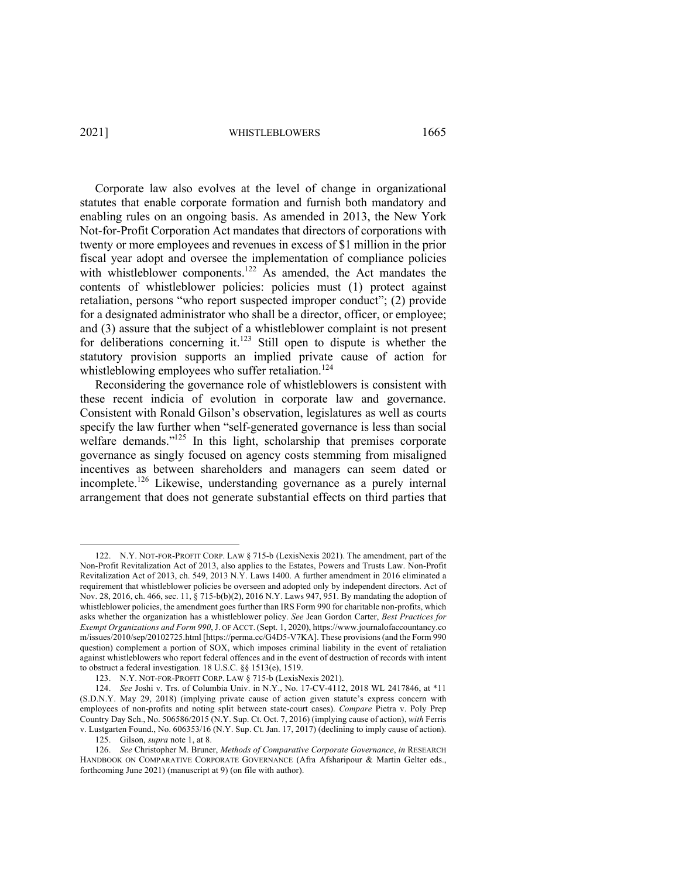Corporate law also evolves at the level of change in organizational statutes that enable corporate formation and furnish both mandatory and enabling rules on an ongoing basis. As amended in 2013, the New York Not-for-Profit Corporation Act mandates that directors of corporations with twenty or more employees and revenues in excess of $1 million in the prior fiscal year adopt and oversee the implementation of compliance policies with whistleblower components.[122] As amended, the Act mandates the contents of whistleblower policies: policies must (1) protect against retaliation, persons "who report suspected improper conduct"; (2) provide for a designated administrator who shall be a director, officer, or employee; and (3) assure that the subject of a whistleblower complaint is not present for deliberations concerning it.[123] Still open to dispute is whether the statutory provision supports an implied private cause of action for whistleblowing employees who suffer retaliation.[124]

Reconsidering the governance role of whistleblowers is consistent with these recent indicia of evolution in corporate law and governance. Consistent with Ronald Gilson's observation, legislatures as well as courts specify the law further when "self-generated governance is less than social welfare demands."[125] In this light, scholarship that premises corporate governance as singly focused on agency costs stemming from misaligned incentives as between shareholders and managers can seem dated or incomplete.[126] Likewise, understanding governance as a purely internal arrangement that does not generate substantial effects on third parties that

---

122. N.Y. NOT-FOR-PROFIT CORP. LAW § 715-b (LexisNexis 2021). The amendment, part of the Non-Profit Revitalization Act of 2013, also applies to the Estates, Powers and Trusts Law. Non-Profit Revitalization Act of 2013, ch. 549, 2013 N.Y. Laws 1400. A further amendment in 2016 eliminated a requirement that whistleblower policies be overseen and adopted only by independent directors. Act of Nov. 28, 2016, ch. 466, sec. 11, § 715-b(b)(2), 2016 N.Y. Laws 947, 951. By mandating the adoption of whistleblower policies, the amendment goes further than IRS Form 990 for charitable non-profits, which asks whether the organization has a whistleblower policy. *See* Jean Gordon Carter, *Best Practices for Exempt Organizations and Form 990*, J. OF ACCT. (Sept. 1, 2020), https://www.journalofaccountancy.com/issues/2010/sep/20102725.html [https://perma.cc/G4D5-V7KA]. These provisions (and the Form 990 question) complement a portion of SOX, which imposes criminal liability in the event of retaliation against whistleblowers who report federal offences and in the event of destruction of records with intent to obstruct a federal investigation. 18 U.S.C. §§ 1513(e), 1519.

123. N.Y. NOT-FOR-PROFIT CORP. LAW § 715-b (LexisNexis 2021).

124. *See* Joshi v. Trs. of Columbia Univ. in N.Y., No. 17-CV-4112, 2018 WL 2417846, at *11 (S.D.N.Y. May 29, 2018) (implying private cause of action given statute's express concern with employees of non-profits and noting split between state-court cases). *Compare* Pietra v. Poly Prep Country Day Sch., No. 506586/2015 (N.Y. Sup. Ct. Oct. 7, 2016) (implying cause of action), *with* Ferris v. Lustgarten Found., No. 606353/16 (N.Y. Sup. Ct. Jan. 17, 2017) (declining to imply cause of action).

125. Gilson, *supra* note 1, at 8.

126. *See* Christopher M. Bruner, *Methods of Comparative Corporate Governance*, *in* RESEARCH HANDBOOK ON COMPARATIVE CORPORATE GOVERNANCE (Afra Afsharipour & Martin Gelter eds., forthcoming June 2021) (manuscript at 9) (on file with author).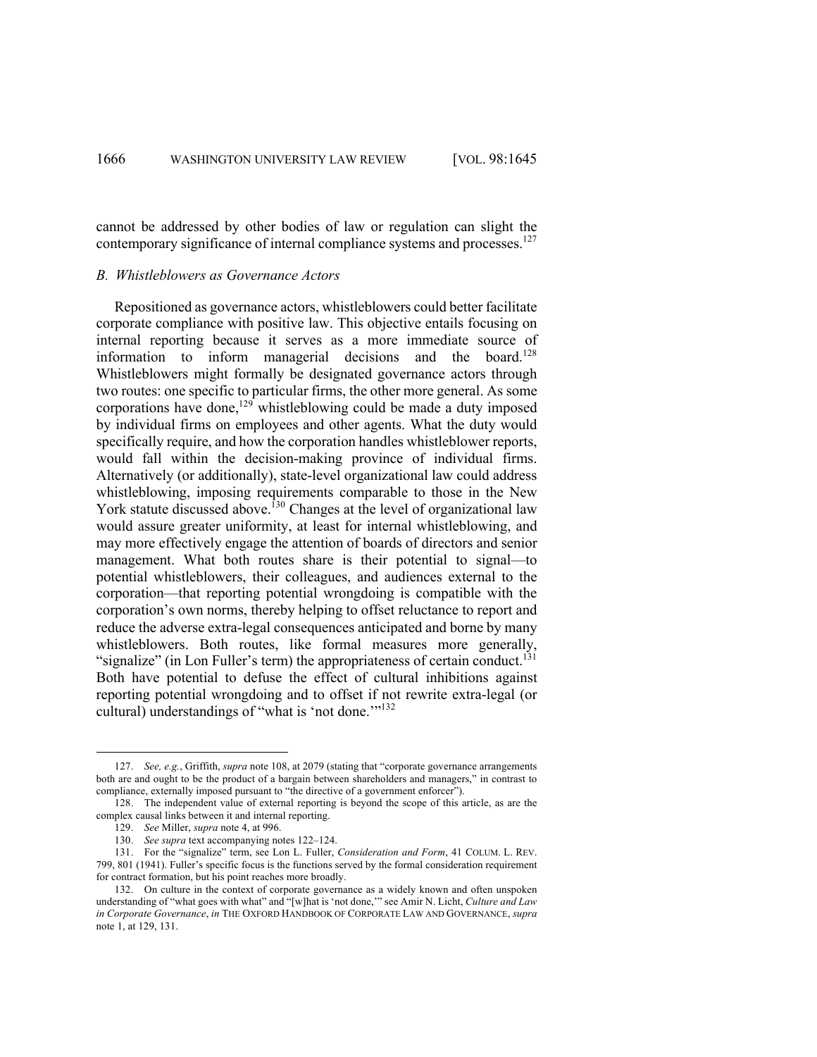cannot be addressed by other bodies of law or regulation can slight the contemporary significance of internal compliance systems and processes.[127]

### *B. Whistleblowers as Governance Actors*

Repositioned as governance actors, whistleblowers could better facilitate corporate compliance with positive law. This objective entails focusing on internal reporting because it serves as a more immediate source of information to inform managerial decisions and the board.[128] Whistleblowers might formally be designated governance actors through two routes: one specific to particular firms, the other more general. As some corporations have done,[129] whistleblowing could be made a duty imposed by individual firms on employees and other agents. What the duty would specifically require, and how the corporation handles whistleblower reports, would fall within the decision-making province of individual firms. Alternatively (or additionally), state-level organizational law could address whistleblowing, imposing requirements comparable to those in the New York statute discussed above.[130] Changes at the level of organizational law would assure greater uniformity, at least for internal whistleblowing, and may more effectively engage the attention of boards of directors and senior management. What both routes share is their potential to signal—to potential whistleblowers, their colleagues, and audiences external to the corporation—that reporting potential wrongdoing is compatible with the corporation's own norms, thereby helping to offset reluctance to report and reduce the adverse extra-legal consequences anticipated and borne by many whistleblowers. Both routes, like formal measures more generally, "signalize" (in Lon Fuller's term) the appropriateness of certain conduct.[131] Both have potential to defuse the effect of cultural inhibitions against reporting potential wrongdoing and to offset if not rewrite extra-legal (or cultural) understandings of "what is 'not done.'"[132]

---

127. *See, e.g.*, Griffith, *supra* note 108, at 2079 (stating that "corporate governance arrangements both are and ought to be the product of a bargain between shareholders and managers," in contrast to compliance, externally imposed pursuant to "the directive of a government enforcer").

128. The independent value of external reporting is beyond the scope of this article, as are the complex causal links between it and internal reporting.

129. *See* Miller, *supra* note 4, at 996.

130. *See supra* text accompanying notes 122–124.

131. For the "signalize" term, see Lon L. Fuller, *Consideration and Form*, 41 COLUM. L. REV. 799, 801 (1941). Fuller's specific focus is the functions served by the formal consideration requirement for contract formation, but his point reaches more broadly.

132. On culture in the context of corporate governance as a widely known and often unspoken understanding of "what goes with what" and "[w]hat is 'not done,'" see Amir N. Licht, *Culture and Law in Corporate Governance*, *in* THE OXFORD HANDBOOK OF CORPORATE LAW AND GOVERNANCE, *supra* note 1, at 129, 131.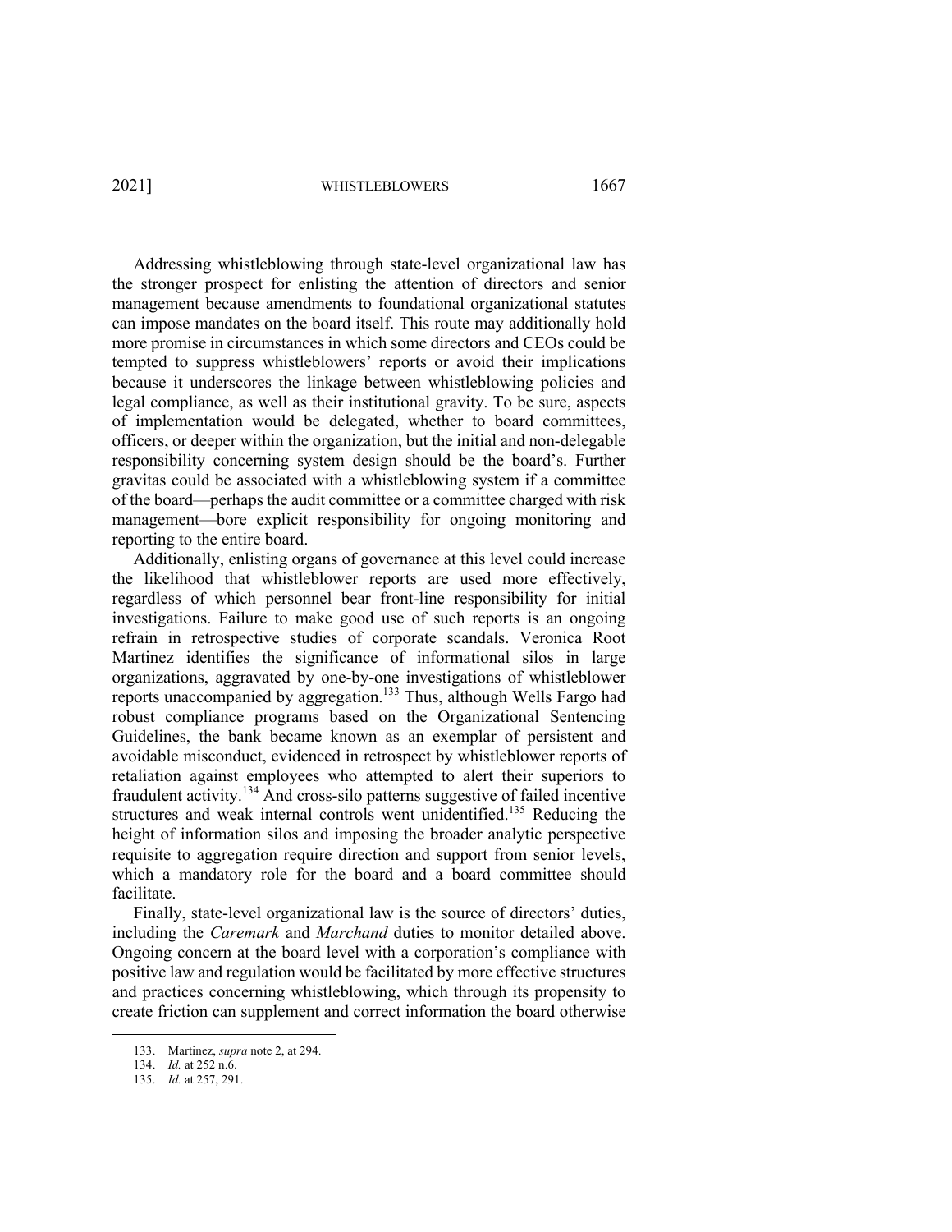Addressing whistleblowing through state-level organizational law has the stronger prospect for enlisting the attention of directors and senior management because amendments to foundational organizational statutes can impose mandates on the board itself. This route may additionally hold more promise in circumstances in which some directors and CEOs could be tempted to suppress whistleblowers' reports or avoid their implications because it underscores the linkage between whistleblowing policies and legal compliance, as well as their institutional gravity. To be sure, aspects of implementation would be delegated, whether to board committees, officers, or deeper within the organization, but the initial and non-delegable responsibility concerning system design should be the board's. Further gravitas could be associated with a whistleblowing system if a committee of the board—perhaps the audit committee or a committee charged with risk management—bore explicit responsibility for ongoing monitoring and reporting to the entire board.

Additionally, enlisting organs of governance at this level could increase the likelihood that whistleblower reports are used more effectively, regardless of which personnel bear front-line responsibility for initial investigations. Failure to make good use of such reports is an ongoing refrain in retrospective studies of corporate scandals. Veronica Root Martinez identifies the significance of informational silos in large organizations, aggravated by one-by-one investigations of whistleblower reports unaccompanied by aggregation.[133] Thus, although Wells Fargo had robust compliance programs based on the Organizational Sentencing Guidelines, the bank became known as an exemplar of persistent and avoidable misconduct, evidenced in retrospect by whistleblower reports of retaliation against employees who attempted to alert their superiors to fraudulent activity.[134] And cross-silo patterns suggestive of failed incentive structures and weak internal controls went unidentified.[135] Reducing the height of information silos and imposing the broader analytic perspective requisite to aggregation require direction and support from senior levels, which a mandatory role for the board and a board committee should facilitate.

Finally, state-level organizational law is the source of directors' duties, including the *Caremark* and *Marchand* duties to monitor detailed above. Ongoing concern at the board level with a corporation's compliance with positive law and regulation would be facilitated by more effective structures and practices concerning whistleblowing, which through its propensity to create friction can supplement and correct information the board otherwise

---

133. Martinez, *supra* note 2, at 294.

134. *Id.* at 252 n.6.

135. *Id.* at 257, 291.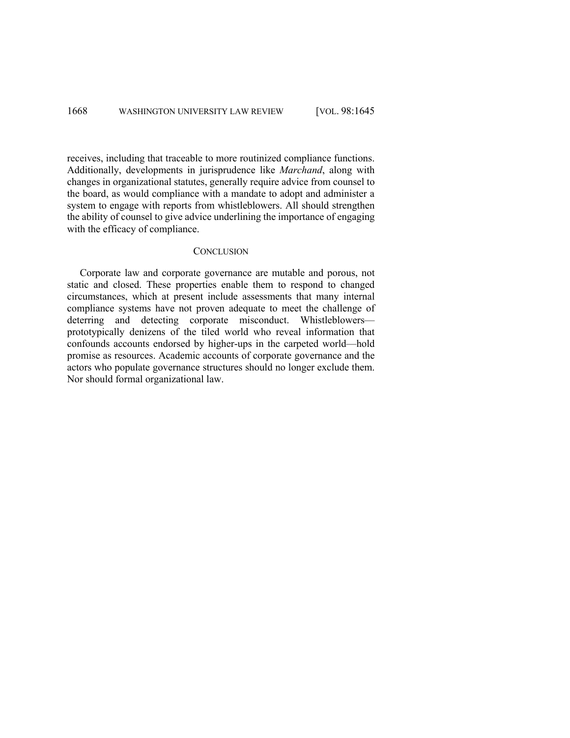receives, including that traceable to more routinized compliance functions. Additionally, developments in jurisprudence like *Marchand*, along with changes in organizational statutes, generally require advice from counsel to the board, as would compliance with a mandate to adopt and administer a system to engage with reports from whistleblowers. All should strengthen the ability of counsel to give advice underlining the importance of engaging with the efficacy of compliance.

## CONCLUSION

Corporate law and corporate governance are mutable and porous, not static and closed. These properties enable them to respond to changed circumstances, which at present include assessments that many internal compliance systems have not proven adequate to meet the challenge of deterring and detecting corporate misconduct. Whistleblowers—prototypically denizens of the tiled world who reveal information that confounds accounts endorsed by higher-ups in the carpeted world—hold promise as resources. Academic accounts of corporate governance and the actors who populate governance structures should no longer exclude them. Nor should formal organizational law.